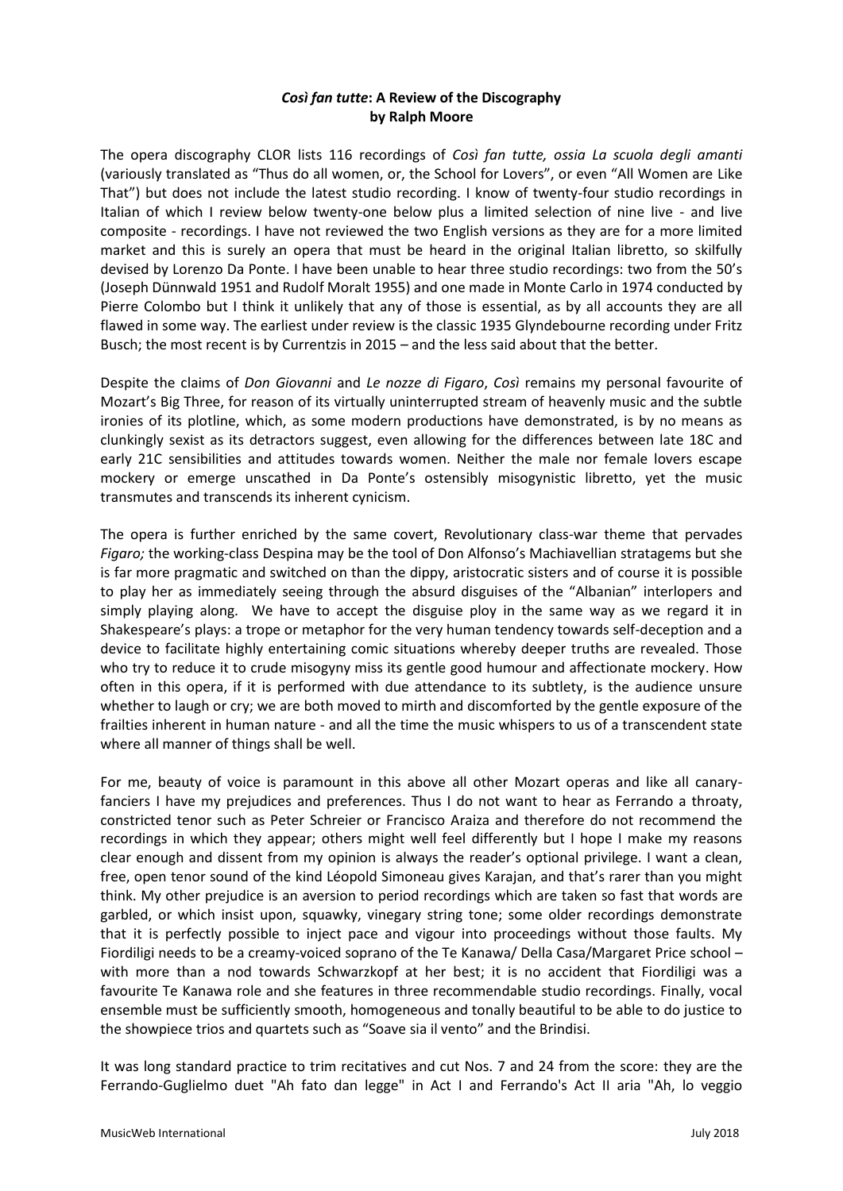# *Così fan tutte*: A Review of the Discography
## by Ralph Moore

The opera discography CLOR lists 116 recordings of *Così fan tutte, ossia La scuola degli amanti* (variously translated as "Thus do all women, or, the School for Lovers", or even "All Women are Like That") but does not include the latest studio recording. I know of twenty-four studio recordings in Italian of which I review below twenty-one below plus a limited selection of nine live - and live composite - recordings. I have not reviewed the two English versions as they are for a more limited market and this is surely an opera that must be heard in the original Italian libretto, so skilfully devised by Lorenzo Da Ponte. I have been unable to hear three studio recordings: two from the 50's (Joseph Dünnwald 1951 and Rudolf Moralt 1955) and one made in Monte Carlo in 1974 conducted by Pierre Colombo but I think it unlikely that any of those is essential, as by all accounts they are all flawed in some way. The earliest under review is the classic 1935 Glyndebourne recording under Fritz Busch; the most recent is by Currentzis in 2015 – and the less said about that the better.

Despite the claims of *Don Giovanni* and *Le nozze di Figaro*, *Così* remains my personal favourite of Mozart's Big Three, for reason of its virtually uninterrupted stream of heavenly music and the subtle ironies of its plotline, which, as some modern productions have demonstrated, is by no means as clunkingly sexist as its detractors suggest, even allowing for the differences between late 18C and early 21C sensibilities and attitudes towards women. Neither the male nor female lovers escape mockery or emerge unscathed in Da Ponte's ostensibly misogynistic libretto, yet the music transmutes and transcends its inherent cynicism.

The opera is further enriched by the same covert, Revolutionary class-war theme that pervades *Figaro;* the working-class Despina may be the tool of Don Alfonso's Machiavellian stratagems but she is far more pragmatic and switched on than the dippy, aristocratic sisters and of course it is possible to play her as immediately seeing through the absurd disguises of the "Albanian" interlopers and simply playing along. We have to accept the disguise ploy in the same way as we regard it in Shakespeare's plays: a trope or metaphor for the very human tendency towards self-deception and a device to facilitate highly entertaining comic situations whereby deeper truths are revealed. Those who try to reduce it to crude misogyny miss its gentle good humour and affectionate mockery. How often in this opera, if it is performed with due attendance to its subtlety, is the audience unsure whether to laugh or cry; we are both moved to mirth and discomforted by the gentle exposure of the frailties inherent in human nature - and all the time the music whispers to us of a transcendent state where all manner of things shall be well.

For me, beauty of voice is paramount in this above all other Mozart operas and like all canary-fanciers I have my prejudices and preferences. Thus I do not want to hear as Ferrando a throaty, constricted tenor such as Peter Schreier or Francisco Araiza and therefore do not recommend the recordings in which they appear; others might well feel differently but I hope I make my reasons clear enough and dissent from my opinion is always the reader's optional privilege. I want a clean, free, open tenor sound of the kind Léopold Simoneau gives Karajan, and that's rarer than you might think. My other prejudice is an aversion to period recordings which are taken so fast that words are garbled, or which insist upon, squawky, vinegary string tone; some older recordings demonstrate that it is perfectly possible to inject pace and vigour into proceedings without those faults. My Fiordiligi needs to be a creamy-voiced soprano of the Te Kanawa/ Della Casa/Margaret Price school – with more than a nod towards Schwarzkopf at her best; it is no accident that Fiordiligi was a favourite Te Kanawa role and she features in three recommendable studio recordings. Finally, vocal ensemble must be sufficiently smooth, homogeneous and tonally beautiful to be able to do justice to the showpiece trios and quartets such as "Soave sia il vento" and the Brindisi.

It was long standard practice to trim recitatives and cut Nos. 7 and 24 from the score: they are the Ferrando-Guglielmo duet "Ah fato dan legge" in Act I and Ferrando's Act II aria "Ah, lo veggio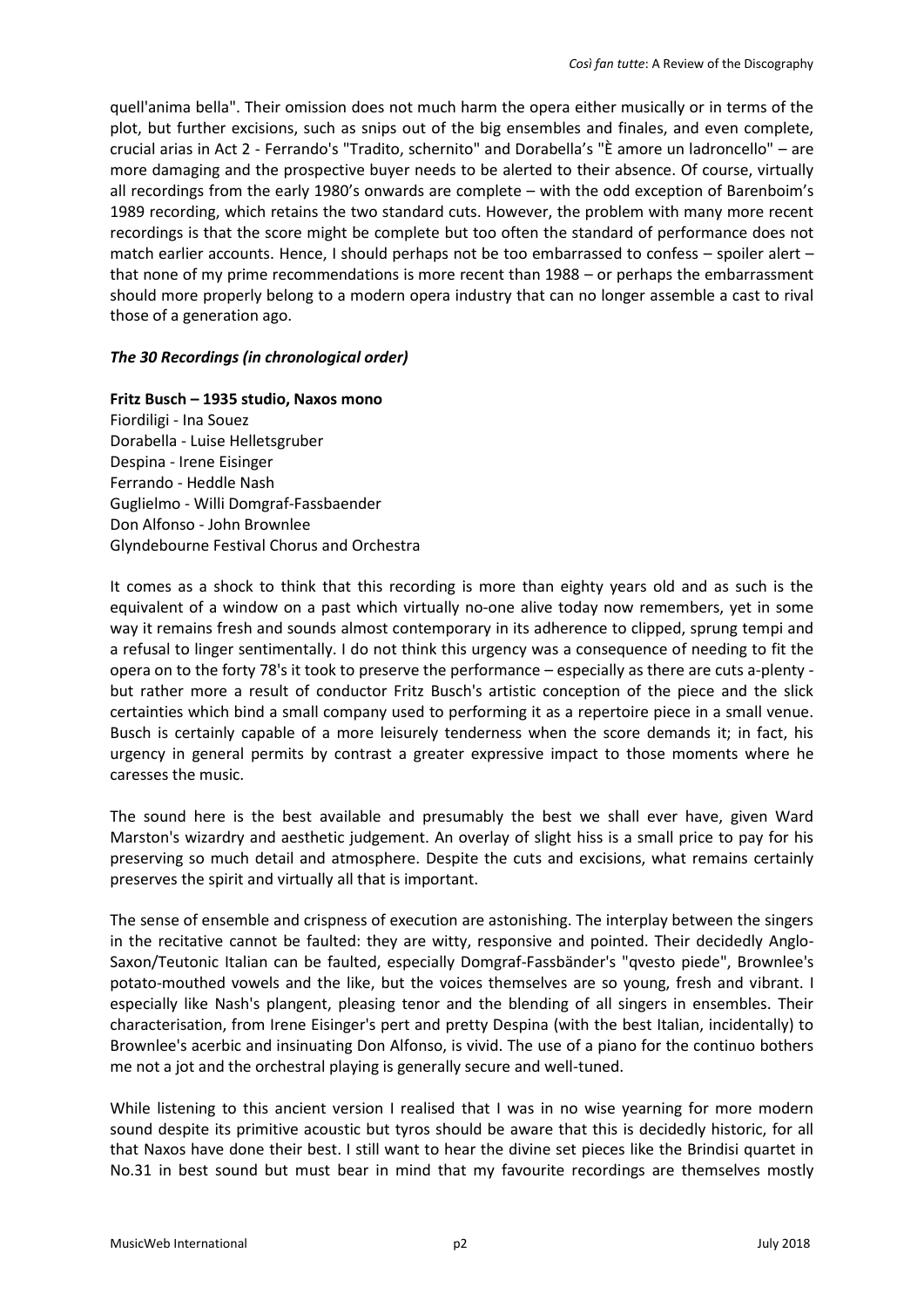quell'anima bella". Their omission does not much harm the opera either musically or in terms of the plot, but further excisions, such as snips out of the big ensembles and finales, and even complete, crucial arias in Act 2 - Ferrando's "Tradito, schernito" and Dorabella's "È amore un ladroncello" – are more damaging and the prospective buyer needs to be alerted to their absence. Of course, virtually all recordings from the early 1980's onwards are complete – with the odd exception of Barenboim's 1989 recording, which retains the two standard cuts. However, the problem with many more recent recordings is that the score might be complete but too often the standard of performance does not match earlier accounts. Hence, I should perhaps not be too embarrassed to confess – spoiler alert – that none of my prime recommendations is more recent than 1988 – or perhaps the embarrassment should more properly belong to a modern opera industry that can no longer assemble a cast to rival those of a generation ago.

***The 30 Recordings (in chronological order)***

**Fritz Busch – 1935 studio, Naxos mono**
Fiordiligi - Ina Souez
Dorabella - Luise Helletsgruber
Despina - Irene Eisinger
Ferrando - Heddle Nash
Guglielmo - Willi Domgraf-Fassbaender
Don Alfonso - John Brownlee
Glyndebourne Festival Chorus and Orchestra

It comes as a shock to think that this recording is more than eighty years old and as such is the equivalent of a window on a past which virtually no-one alive today now remembers, yet in some way it remains fresh and sounds almost contemporary in its adherence to clipped, sprung tempi and a refusal to linger sentimentally. I do not think this urgency was a consequence of needing to fit the opera on to the forty 78's it took to preserve the performance – especially as there are cuts a-plenty - but rather more a result of conductor Fritz Busch's artistic conception of the piece and the slick certainties which bind a small company used to performing it as a repertoire piece in a small venue. Busch is certainly capable of a more leisurely tenderness when the score demands it; in fact, his urgency in general permits by contrast a greater expressive impact to those moments where he caresses the music.

The sound here is the best available and presumably the best we shall ever have, given Ward Marston's wizardry and aesthetic judgement. An overlay of slight hiss is a small price to pay for his preserving so much detail and atmosphere. Despite the cuts and excisions, what remains certainly preserves the spirit and virtually all that is important.

The sense of ensemble and crispness of execution are astonishing. The interplay between the singers in the recitative cannot be faulted: they are witty, responsive and pointed. Their decidedly Anglo-Saxon/Teutonic Italian can be faulted, especially Domgraf-Fassbänder's "qvesto piede", Brownlee's potato-mouthed vowels and the like, but the voices themselves are so young, fresh and vibrant. I especially like Nash's plangent, pleasing tenor and the blending of all singers in ensembles. Their characterisation, from Irene Eisinger's pert and pretty Despina (with the best Italian, incidentally) to Brownlee's acerbic and insinuating Don Alfonso, is vivid. The use of a piano for the continuo bothers me not a jot and the orchestral playing is generally secure and well-tuned.

While listening to this ancient version I realised that I was in no wise yearning for more modern sound despite its primitive acoustic but tyros should be aware that this is decidedly historic, for all that Naxos have done their best. I still want to hear the divine set pieces like the Brindisi quartet in No.31 in best sound but must bear in mind that my favourite recordings are themselves mostly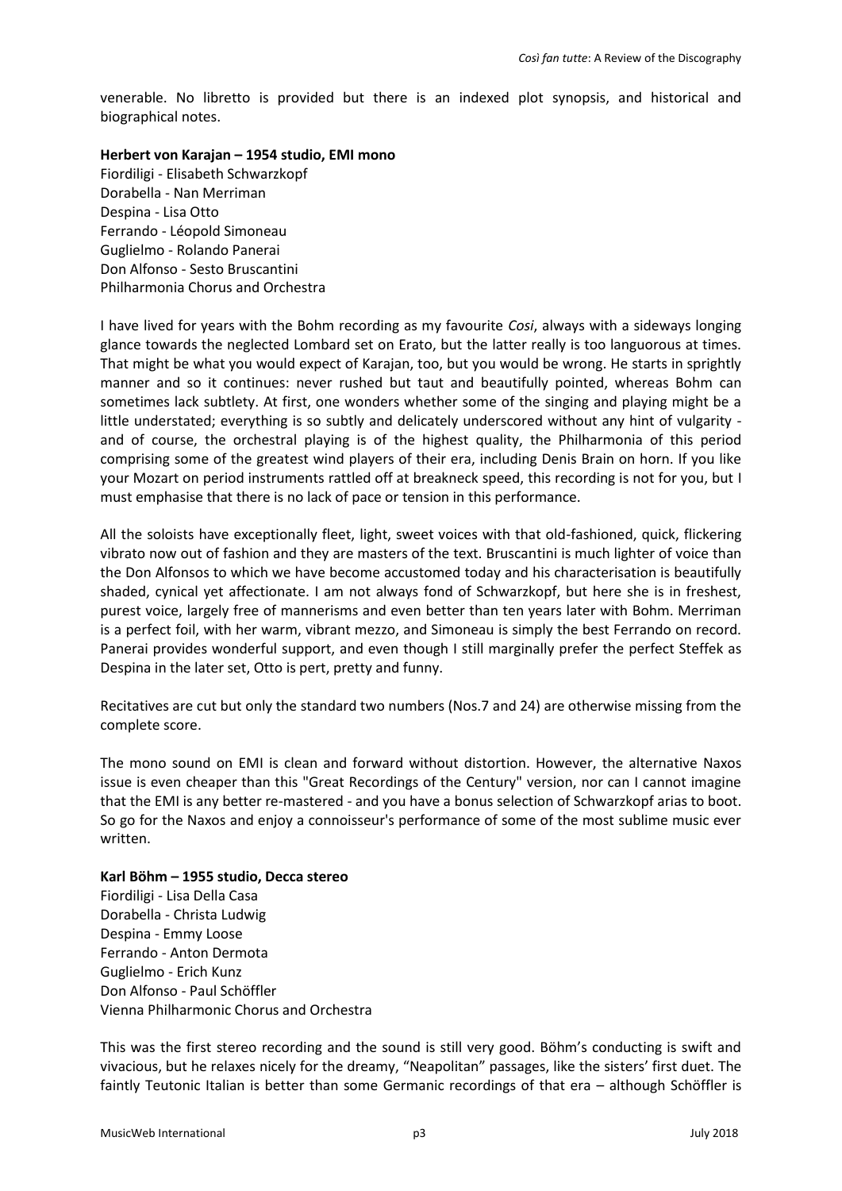venerable. No libretto is provided but there is an indexed plot synopsis, and historical and biographical notes.

**Herbert von Karajan – 1954 studio, EMI mono**
Fiordiligi - Elisabeth Schwarzkopf
Dorabella - Nan Merriman
Despina - Lisa Otto
Ferrando - Léopold Simoneau
Guglielmo - Rolando Panerai
Don Alfonso - Sesto Bruscantini
Philharmonia Chorus and Orchestra

I have lived for years with the Bohm recording as my favourite *Cosi*, always with a sideways longing glance towards the neglected Lombard set on Erato, but the latter really is too languorous at times. That might be what you would expect of Karajan, too, but you would be wrong. He starts in sprightly manner and so it continues: never rushed but taut and beautifully pointed, whereas Bohm can sometimes lack subtlety. At first, one wonders whether some of the singing and playing might be a little understated; everything is so subtly and delicately underscored without any hint of vulgarity - and of course, the orchestral playing is of the highest quality, the Philharmonia of this period comprising some of the greatest wind players of their era, including Denis Brain on horn. If you like your Mozart on period instruments rattled off at breakneck speed, this recording is not for you, but I must emphasise that there is no lack of pace or tension in this performance.

All the soloists have exceptionally fleet, light, sweet voices with that old-fashioned, quick, flickering vibrato now out of fashion and they are masters of the text. Bruscantini is much lighter of voice than the Don Alfonsos to which we have become accustomed today and his characterisation is beautifully shaded, cynical yet affectionate. I am not always fond of Schwarzkopf, but here she is in freshest, purest voice, largely free of mannerisms and even better than ten years later with Bohm. Merriman is a perfect foil, with her warm, vibrant mezzo, and Simoneau is simply the best Ferrando on record. Panerai provides wonderful support, and even though I still marginally prefer the perfect Steffek as Despina in the later set, Otto is pert, pretty and funny.

Recitatives are cut but only the standard two numbers (Nos.7 and 24) are otherwise missing from the complete score.

The mono sound on EMI is clean and forward without distortion. However, the alternative Naxos issue is even cheaper than this "Great Recordings of the Century" version, nor can I cannot imagine that the EMI is any better re-mastered - and you have a bonus selection of Schwarzkopf arias to boot. So go for the Naxos and enjoy a connoisseur's performance of some of the most sublime music ever written.

**Karl Böhm – 1955 studio, Decca stereo**
Fiordiligi - Lisa Della Casa
Dorabella - Christa Ludwig
Despina - Emmy Loose
Ferrando - Anton Dermota
Guglielmo - Erich Kunz
Don Alfonso - Paul Schöffler
Vienna Philharmonic Chorus and Orchestra

This was the first stereo recording and the sound is still very good. Böhm's conducting is swift and vivacious, but he relaxes nicely for the dreamy, "Neapolitan" passages, like the sisters' first duet. The faintly Teutonic Italian is better than some Germanic recordings of that era – although Schöffler is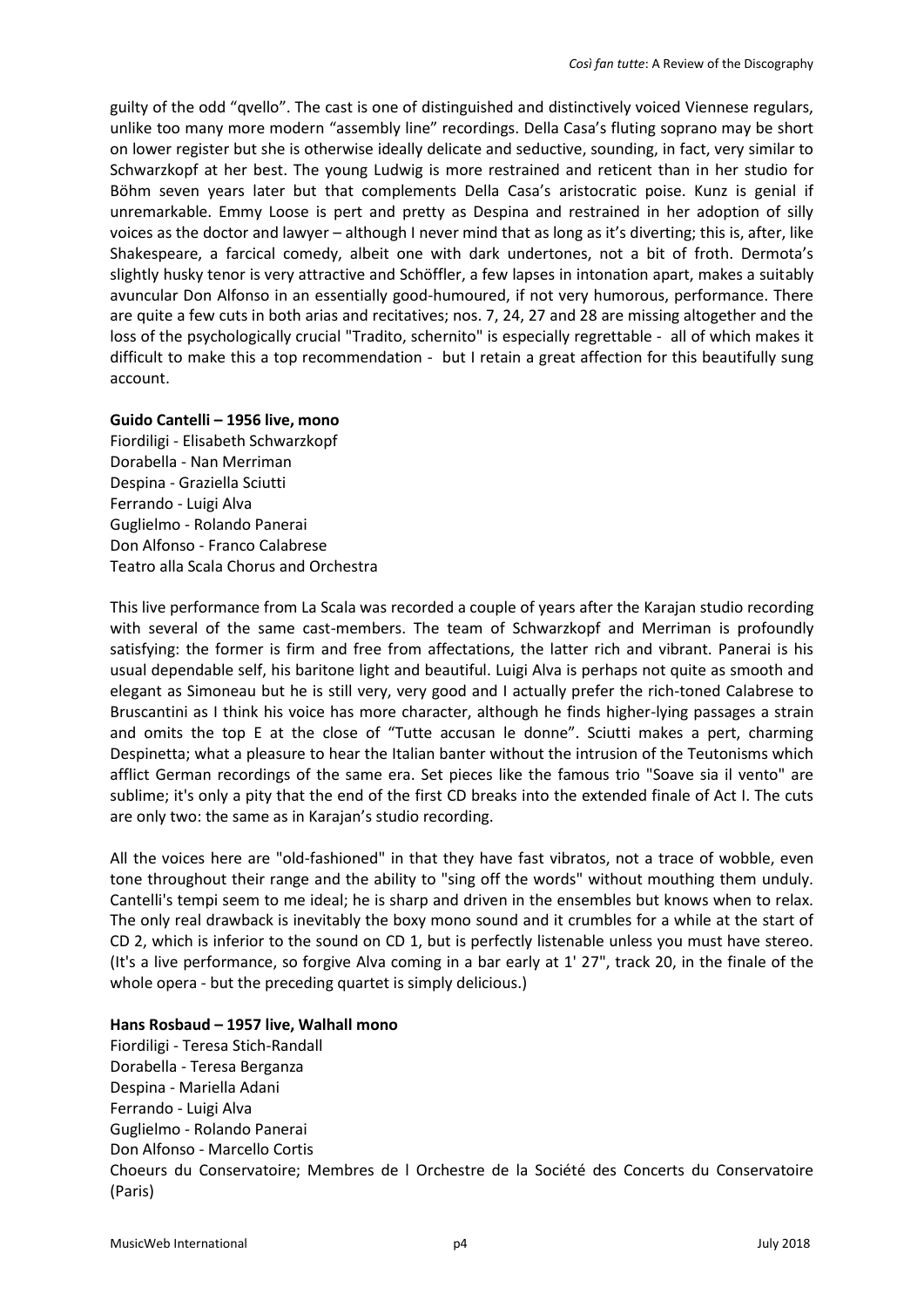guilty of the odd "qvello". The cast is one of distinguished and distinctively voiced Viennese regulars, unlike too many more modern "assembly line" recordings. Della Casa's fluting soprano may be short on lower register but she is otherwise ideally delicate and seductive, sounding, in fact, very similar to Schwarzkopf at her best. The young Ludwig is more restrained and reticent than in her studio for Böhm seven years later but that complements Della Casa's aristocratic poise. Kunz is genial if unremarkable. Emmy Loose is pert and pretty as Despina and restrained in her adoption of silly voices as the doctor and lawyer – although I never mind that as long as it's diverting; this is, after, like Shakespeare, a farcical comedy, albeit one with dark undertones, not a bit of froth. Dermota's slightly husky tenor is very attractive and Schöffler, a few lapses in intonation apart, makes a suitably avuncular Don Alfonso in an essentially good-humoured, if not very humorous, performance. There are quite a few cuts in both arias and recitatives; nos. 7, 24, 27 and 28 are missing altogether and the loss of the psychologically crucial "Tradito, schernito" is especially regrettable - all of which makes it difficult to make this a top recommendation - but I retain a great affection for this beautifully sung account.

**Guido Cantelli – 1956 live, mono**
Fiordiligi - Elisabeth Schwarzkopf
Dorabella - Nan Merriman
Despina - Graziella Sciutti
Ferrando - Luigi Alva
Guglielmo - Rolando Panerai
Don Alfonso - Franco Calabrese
Teatro alla Scala Chorus and Orchestra

This live performance from La Scala was recorded a couple of years after the Karajan studio recording with several of the same cast-members. The team of Schwarzkopf and Merriman is profoundly satisfying: the former is firm and free from affectations, the latter rich and vibrant. Panerai is his usual dependable self, his baritone light and beautiful. Luigi Alva is perhaps not quite as smooth and elegant as Simoneau but he is still very, very good and I actually prefer the rich-toned Calabrese to Bruscantini as I think his voice has more character, although he finds higher-lying passages a strain and omits the top E at the close of "Tutte accusan le donne". Sciutti makes a pert, charming Despinetta; what a pleasure to hear the Italian banter without the intrusion of the Teutonisms which afflict German recordings of the same era. Set pieces like the famous trio "Soave sia il vento" are sublime; it's only a pity that the end of the first CD breaks into the extended finale of Act I. The cuts are only two: the same as in Karajan's studio recording.

All the voices here are "old-fashioned" in that they have fast vibratos, not a trace of wobble, even tone throughout their range and the ability to "sing off the words" without mouthing them unduly. Cantelli's tempi seem to me ideal; he is sharp and driven in the ensembles but knows when to relax. The only real drawback is inevitably the boxy mono sound and it crumbles for a while at the start of CD 2, which is inferior to the sound on CD 1, but is perfectly listenable unless you must have stereo. (It's a live performance, so forgive Alva coming in a bar early at 1' 27", track 20, in the finale of the whole opera - but the preceding quartet is simply delicious.)

**Hans Rosbaud – 1957 live, Walhall mono**
Fiordiligi - Teresa Stich-Randall
Dorabella - Teresa Berganza
Despina - Mariella Adani
Ferrando - Luigi Alva
Guglielmo - Rolando Panerai
Don Alfonso - Marcello Cortis
Choeurs du Conservatoire; Membres de l Orchestre de la Société des Concerts du Conservatoire (Paris)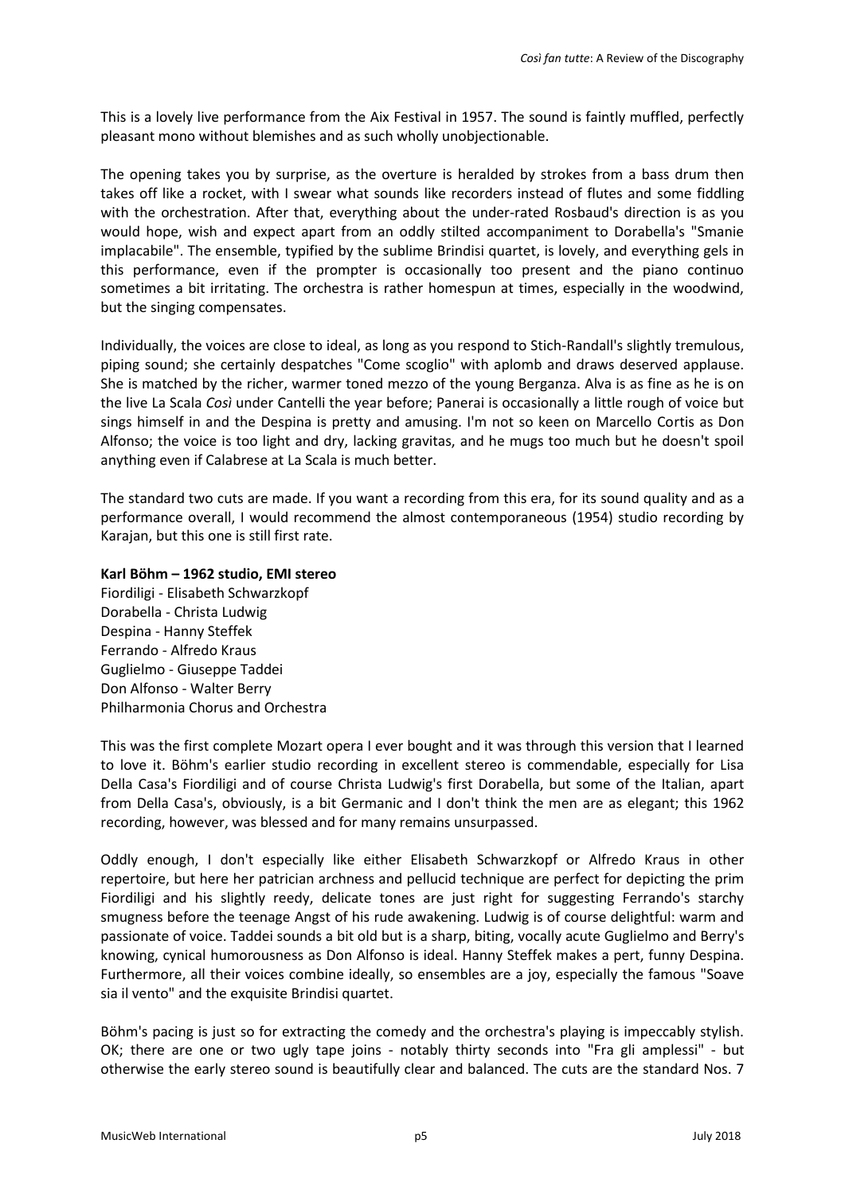This is a lovely live performance from the Aix Festival in 1957. The sound is faintly muffled, perfectly pleasant mono without blemishes and as such wholly unobjectionable.

The opening takes you by surprise, as the overture is heralded by strokes from a bass drum then takes off like a rocket, with I swear what sounds like recorders instead of flutes and some fiddling with the orchestration. After that, everything about the under-rated Rosbaud's direction is as you would hope, wish and expect apart from an oddly stilted accompaniment to Dorabella's "Smanie implacabile". The ensemble, typified by the sublime Brindisi quartet, is lovely, and everything gels in this performance, even if the prompter is occasionally too present and the piano continuo sometimes a bit irritating. The orchestra is rather homespun at times, especially in the woodwind, but the singing compensates.

Individually, the voices are close to ideal, as long as you respond to Stich-Randall's slightly tremulous, piping sound; she certainly despatches "Come scoglio" with aplomb and draws deserved applause. She is matched by the richer, warmer toned mezzo of the young Berganza. Alva is as fine as he is on the live La Scala *Così* under Cantelli the year before; Panerai is occasionally a little rough of voice but sings himself in and the Despina is pretty and amusing. I'm not so keen on Marcello Cortis as Don Alfonso; the voice is too light and dry, lacking gravitas, and he mugs too much but he doesn't spoil anything even if Calabrese at La Scala is much better.

The standard two cuts are made. If you want a recording from this era, for its sound quality and as a performance overall, I would recommend the almost contemporaneous (1954) studio recording by Karajan, but this one is still first rate.

**Karl Böhm – 1962 studio, EMI stereo**
Fiordiligi - Elisabeth Schwarzkopf
Dorabella - Christa Ludwig
Despina - Hanny Steffek
Ferrando - Alfredo Kraus
Guglielmo - Giuseppe Taddei
Don Alfonso - Walter Berry
Philharmonia Chorus and Orchestra

This was the first complete Mozart opera I ever bought and it was through this version that I learned to love it. Böhm's earlier studio recording in excellent stereo is commendable, especially for Lisa Della Casa's Fiordiligi and of course Christa Ludwig's first Dorabella, but some of the Italian, apart from Della Casa's, obviously, is a bit Germanic and I don't think the men are as elegant; this 1962 recording, however, was blessed and for many remains unsurpassed.

Oddly enough, I don't especially like either Elisabeth Schwarzkopf or Alfredo Kraus in other repertoire, but here her patrician archness and pellucid technique are perfect for depicting the prim Fiordiligi and his slightly reedy, delicate tones are just right for suggesting Ferrando's starchy smugness before the teenage Angst of his rude awakening. Ludwig is of course delightful: warm and passionate of voice. Taddei sounds a bit old but is a sharp, biting, vocally acute Guglielmo and Berry's knowing, cynical humorousness as Don Alfonso is ideal. Hanny Steffek makes a pert, funny Despina. Furthermore, all their voices combine ideally, so ensembles are a joy, especially the famous "Soave sia il vento" and the exquisite Brindisi quartet.

Böhm's pacing is just so for extracting the comedy and the orchestra's playing is impeccably stylish. OK; there are one or two ugly tape joins - notably thirty seconds into "Fra gli amplessi" - but otherwise the early stereo sound is beautifully clear and balanced. The cuts are the standard Nos. 7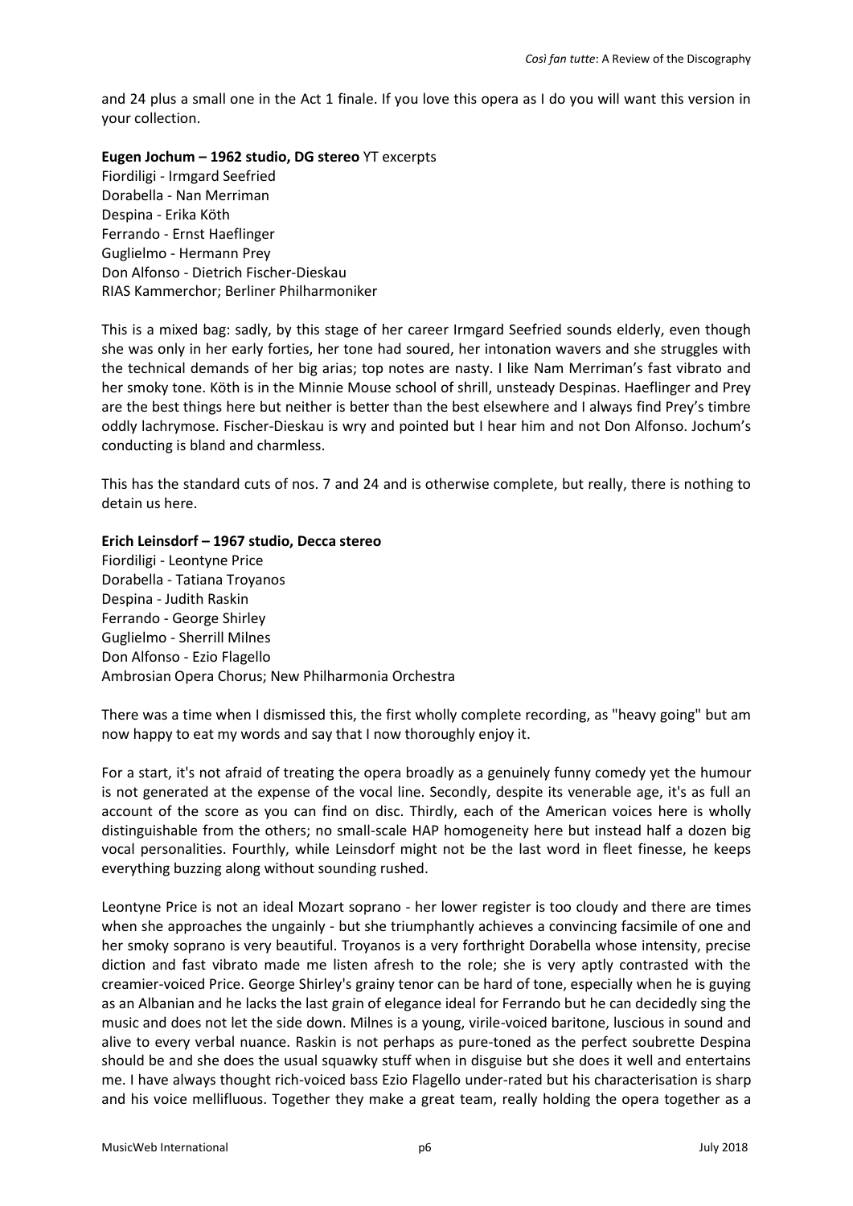and 24 plus a small one in the Act 1 finale. If you love this opera as I do you will want this version in your collection.

**Eugen Jochum – 1962 studio, DG stereo** YT excerpts
Fiordiligi - Irmgard Seefried
Dorabella - Nan Merriman
Despina - Erika Köth
Ferrando - Ernst Haeflinger
Guglielmo - Hermann Prey
Don Alfonso - Dietrich Fischer-Dieskau
RIAS Kammerchor; Berliner Philharmoniker

This is a mixed bag: sadly, by this stage of her career Irmgard Seefried sounds elderly, even though she was only in her early forties, her tone had soured, her intonation wavers and she struggles with the technical demands of her big arias; top notes are nasty. I like Nam Merriman's fast vibrato and her smoky tone. Köth is in the Minnie Mouse school of shrill, unsteady Despinas. Haeflinger and Prey are the best things here but neither is better than the best elsewhere and I always find Prey's timbre oddly lachrymose. Fischer-Dieskau is wry and pointed but I hear him and not Don Alfonso. Jochum's conducting is bland and charmless.

This has the standard cuts of nos. 7 and 24 and is otherwise complete, but really, there is nothing to detain us here.

**Erich Leinsdorf – 1967 studio, Decca stereo**
Fiordiligi - Leontyne Price
Dorabella - Tatiana Troyanos
Despina - Judith Raskin
Ferrando - George Shirley
Guglielmo - Sherrill Milnes
Don Alfonso - Ezio Flagello
Ambrosian Opera Chorus; New Philharmonia Orchestra

There was a time when I dismissed this, the first wholly complete recording, as "heavy going" but am now happy to eat my words and say that I now thoroughly enjoy it.

For a start, it's not afraid of treating the opera broadly as a genuinely funny comedy yet the humour is not generated at the expense of the vocal line. Secondly, despite its venerable age, it's as full an account of the score as you can find on disc. Thirdly, each of the American voices here is wholly distinguishable from the others; no small-scale HAP homogeneity here but instead half a dozen big vocal personalities. Fourthly, while Leinsdorf might not be the last word in fleet finesse, he keeps everything buzzing along without sounding rushed.

Leontyne Price is not an ideal Mozart soprano - her lower register is too cloudy and there are times when she approaches the ungainly - but she triumphantly achieves a convincing facsimile of one and her smoky soprano is very beautiful. Troyanos is a very forthright Dorabella whose intensity, precise diction and fast vibrato made me listen afresh to the role; she is very aptly contrasted with the creamier-voiced Price. George Shirley's grainy tenor can be hard of tone, especially when he is guying as an Albanian and he lacks the last grain of elegance ideal for Ferrando but he can decidedly sing the music and does not let the side down. Milnes is a young, virile-voiced baritone, luscious in sound and alive to every verbal nuance. Raskin is not perhaps as pure-toned as the perfect soubrette Despina should be and she does the usual squawky stuff when in disguise but she does it well and entertains me. I have always thought rich-voiced bass Ezio Flagello under-rated but his characterisation is sharp and his voice mellifluous. Together they make a great team, really holding the opera together as a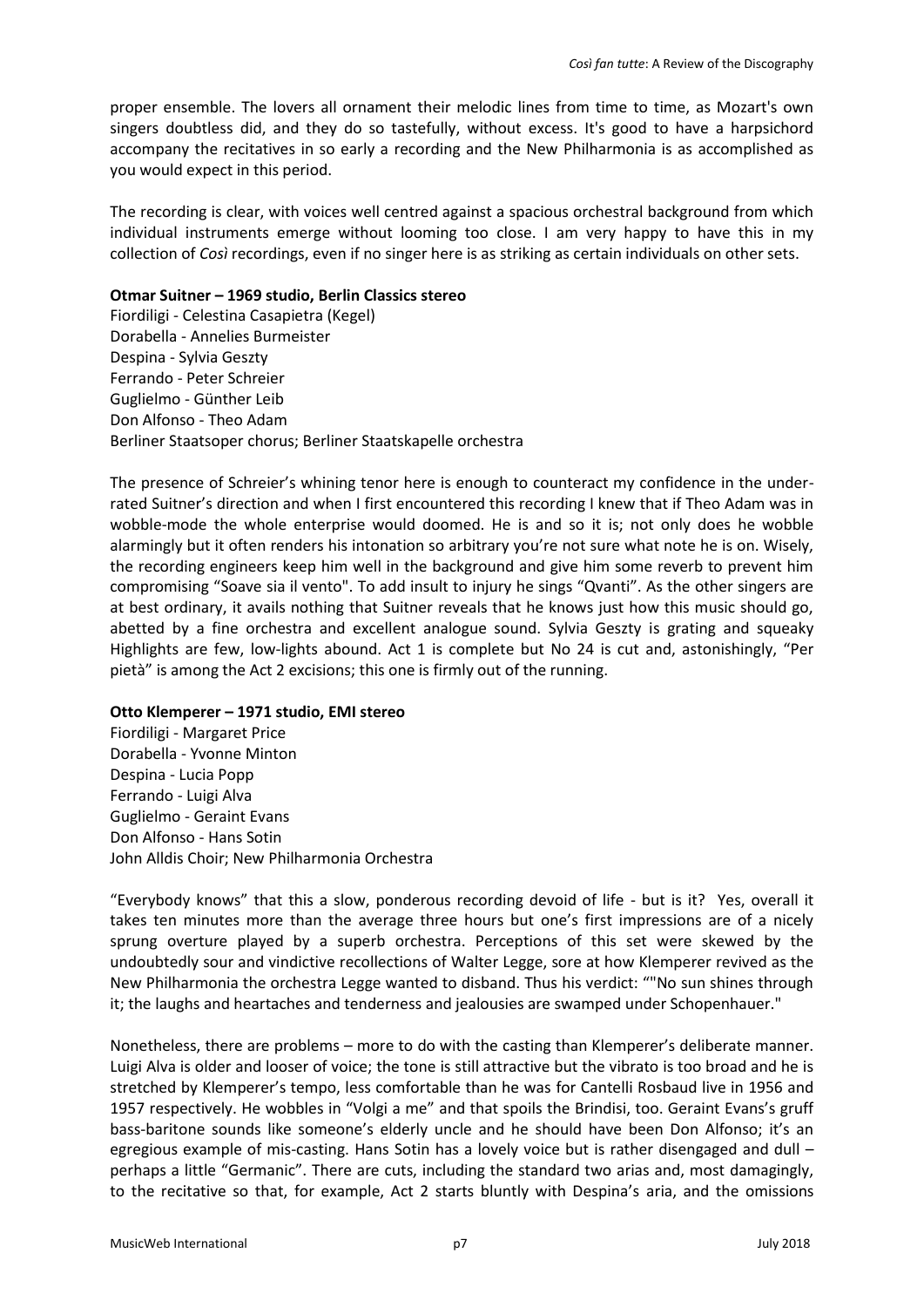proper ensemble. The lovers all ornament their melodic lines from time to time, as Mozart's own singers doubtless did, and they do so tastefully, without excess. It's good to have a harpsichord accompany the recitatives in so early a recording and the New Philharmonia is as accomplished as you would expect in this period.

The recording is clear, with voices well centred against a spacious orchestral background from which individual instruments emerge without looming too close. I am very happy to have this in my collection of *Così* recordings, even if no singer here is as striking as certain individuals on other sets.

**Otmar Suitner – 1969 studio, Berlin Classics stereo**
Fiordiligi - Celestina Casapietra (Kegel)
Dorabella - Annelies Burmeister
Despina - Sylvia Geszty
Ferrando - Peter Schreier
Guglielmo - Günther Leib
Don Alfonso - Theo Adam
Berliner Staatsoper chorus; Berliner Staatskapelle orchestra

The presence of Schreier's whining tenor here is enough to counteract my confidence in the under-rated Suitner's direction and when I first encountered this recording I knew that if Theo Adam was in wobble-mode the whole enterprise would doomed. He is and so it is; not only does he wobble alarmingly but it often renders his intonation so arbitrary you're not sure what note he is on. Wisely, the recording engineers keep him well in the background and give him some reverb to prevent him compromising "Soave sia il vento". To add insult to injury he sings "Qvanti". As the other singers are at best ordinary, it avails nothing that Suitner reveals that he knows just how this music should go, abetted by a fine orchestra and excellent analogue sound. Sylvia Geszty is grating and squeaky Highlights are few, low-lights abound. Act 1 is complete but No 24 is cut and, astonishingly, "Per pietà" is among the Act 2 excisions; this one is firmly out of the running.

**Otto Klemperer – 1971 studio, EMI stereo**
Fiordiligi - Margaret Price
Dorabella - Yvonne Minton
Despina - Lucia Popp
Ferrando - Luigi Alva
Guglielmo - Geraint Evans
Don Alfonso - Hans Sotin
John Alldis Choir; New Philharmonia Orchestra

"Everybody knows" that this a slow, ponderous recording devoid of life - but is it? Yes, overall it takes ten minutes more than the average three hours but one's first impressions are of a nicely sprung overture played by a superb orchestra. Perceptions of this set were skewed by the undoubtedly sour and vindictive recollections of Walter Legge, sore at how Klemperer revived as the New Philharmonia the orchestra Legge wanted to disband. Thus his verdict: ""No sun shines through it; the laughs and heartaches and tenderness and jealousies are swamped under Schopenhauer."

Nonetheless, there are problems – more to do with the casting than Klemperer's deliberate manner. Luigi Alva is older and looser of voice; the tone is still attractive but the vibrato is too broad and he is stretched by Klemperer's tempo, less comfortable than he was for Cantelli Rosbaud live in 1956 and 1957 respectively. He wobbles in "Volgi a me" and that spoils the Brindisi, too. Geraint Evans's gruff bass-baritone sounds like someone's elderly uncle and he should have been Don Alfonso; it's an egregious example of mis-casting. Hans Sotin has a lovely voice but is rather disengaged and dull – perhaps a little "Germanic". There are cuts, including the standard two arias and, most damagingly, to the recitative so that, for example, Act 2 starts bluntly with Despina's aria, and the omissions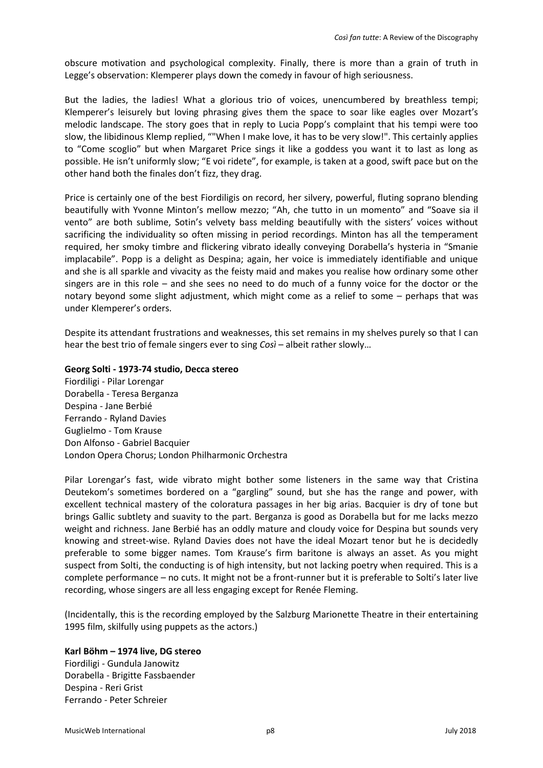obscure motivation and psychological complexity. Finally, there is more than a grain of truth in Legge's observation: Klemperer plays down the comedy in favour of high seriousness.

But the ladies, the ladies! What a glorious trio of voices, unencumbered by breathless tempi; Klemperer's leisurely but loving phrasing gives them the space to soar like eagles over Mozart's melodic landscape. The story goes that in reply to Lucia Popp's complaint that his tempi were too slow, the libidinous Klemp replied, ""When I make love, it has to be very slow!". This certainly applies to "Come scoglio" but when Margaret Price sings it like a goddess you want it to last as long as possible. He isn't uniformly slow; "E voi ridete", for example, is taken at a good, swift pace but on the other hand both the finales don't fizz, they drag.

Price is certainly one of the best Fiordiligis on record, her silvery, powerful, fluting soprano blending beautifully with Yvonne Minton's mellow mezzo; "Ah, che tutto in un momento" and "Soave sia il vento" are both sublime, Sotin's velvety bass melding beautifully with the sisters' voices without sacrificing the individuality so often missing in period recordings. Minton has all the temperament required, her smoky timbre and flickering vibrato ideally conveying Dorabella's hysteria in "Smanie implacabile". Popp is a delight as Despina; again, her voice is immediately identifiable and unique and she is all sparkle and vivacity as the feisty maid and makes you realise how ordinary some other singers are in this role – and she sees no need to do much of a funny voice for the doctor or the notary beyond some slight adjustment, which might come as a relief to some – perhaps that was under Klemperer's orders.

Despite its attendant frustrations and weaknesses, this set remains in my shelves purely so that I can hear the best trio of female singers ever to sing *Così* – albeit rather slowly…

**Georg Solti - 1973-74 studio, Decca stereo**
Fiordiligi - Pilar Lorengar
Dorabella - Teresa Berganza
Despina - Jane Berbié
Ferrando - Ryland Davies
Guglielmo - Tom Krause
Don Alfonso - Gabriel Bacquier
London Opera Chorus; London Philharmonic Orchestra

Pilar Lorengar's fast, wide vibrato might bother some listeners in the same way that Cristina Deutekom's sometimes bordered on a "gargling" sound, but she has the range and power, with excellent technical mastery of the coloratura passages in her big arias. Bacquier is dry of tone but brings Gallic subtlety and suavity to the part. Berganza is good as Dorabella but for me lacks mezzo weight and richness. Jane Berbié has an oddly mature and cloudy voice for Despina but sounds very knowing and street-wise. Ryland Davies does not have the ideal Mozart tenor but he is decidedly preferable to some bigger names. Tom Krause's firm baritone is always an asset. As you might suspect from Solti, the conducting is of high intensity, but not lacking poetry when required. This is a complete performance – no cuts. It might not be a front-runner but it is preferable to Solti's later live recording, whose singers are all less engaging except for Renée Fleming.

(Incidentally, this is the recording employed by the Salzburg Marionette Theatre in their entertaining 1995 film, skilfully using puppets as the actors.)

**Karl Böhm – 1974 live, DG stereo**
Fiordiligi - Gundula Janowitz
Dorabella - Brigitte Fassbaender
Despina - Reri Grist
Ferrando - Peter Schreier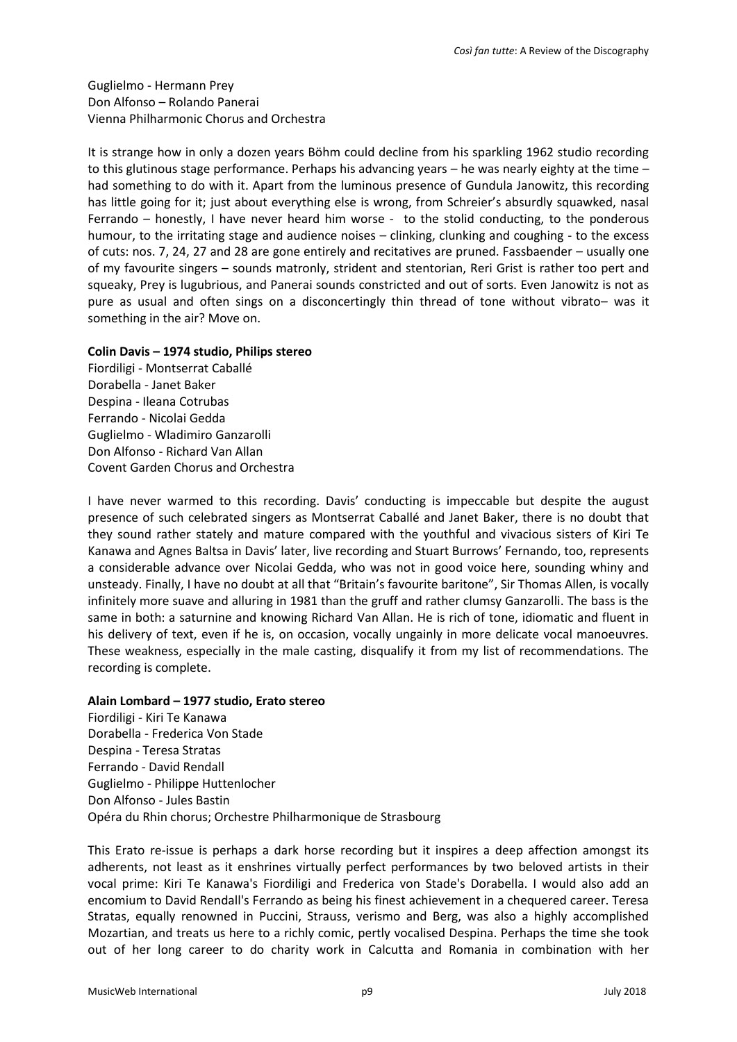Guglielmo - Hermann Prey
Don Alfonso – Rolando Panerai
Vienna Philharmonic Chorus and Orchestra

It is strange how in only a dozen years Böhm could decline from his sparkling 1962 studio recording to this glutinous stage performance. Perhaps his advancing years – he was nearly eighty at the time – had something to do with it. Apart from the luminous presence of Gundula Janowitz, this recording has little going for it; just about everything else is wrong, from Schreier's absurdly squawked, nasal Ferrando – honestly, I have never heard him worse - to the stolid conducting, to the ponderous humour, to the irritating stage and audience noises – clinking, clunking and coughing - to the excess of cuts: nos. 7, 24, 27 and 28 are gone entirely and recitatives are pruned. Fassbaender – usually one of my favourite singers – sounds matronly, strident and stentorian, Reri Grist is rather too pert and squeaky, Prey is lugubrious, and Panerai sounds constricted and out of sorts. Even Janowitz is not as pure as usual and often sings on a disconcertingly thin thread of tone without vibrato– was it something in the air? Move on.

**Colin Davis – 1974 studio, Philips stereo**
Fiordiligi - Montserrat Caballé
Dorabella - Janet Baker
Despina - Ileana Cotrubas
Ferrando - Nicolai Gedda
Guglielmo - Wladimiro Ganzarolli
Don Alfonso - Richard Van Allan
Covent Garden Chorus and Orchestra

I have never warmed to this recording. Davis' conducting is impeccable but despite the august presence of such celebrated singers as Montserrat Caballé and Janet Baker, there is no doubt that they sound rather stately and mature compared with the youthful and vivacious sisters of Kiri Te Kanawa and Agnes Baltsa in Davis' later, live recording and Stuart Burrows' Fernando, too, represents a considerable advance over Nicolai Gedda, who was not in good voice here, sounding whiny and unsteady. Finally, I have no doubt at all that "Britain's favourite baritone", Sir Thomas Allen, is vocally infinitely more suave and alluring in 1981 than the gruff and rather clumsy Ganzarolli. The bass is the same in both: a saturnine and knowing Richard Van Allan. He is rich of tone, idiomatic and fluent in his delivery of text, even if he is, on occasion, vocally ungainly in more delicate vocal manoeuvres. These weakness, especially in the male casting, disqualify it from my list of recommendations. The recording is complete.

**Alain Lombard – 1977 studio, Erato stereo**
Fiordiligi - Kiri Te Kanawa
Dorabella - Frederica Von Stade
Despina - Teresa Stratas
Ferrando - David Rendall
Guglielmo - Philippe Huttenlocher
Don Alfonso - Jules Bastin
Opéra du Rhin chorus; Orchestre Philharmonique de Strasbourg

This Erato re-issue is perhaps a dark horse recording but it inspires a deep affection amongst its adherents, not least as it enshrines virtually perfect performances by two beloved artists in their vocal prime: Kiri Te Kanawa's Fiordiligi and Frederica von Stade's Dorabella. I would also add an encomium to David Rendall's Ferrando as being his finest achievement in a chequered career. Teresa Stratas, equally renowned in Puccini, Strauss, verismo and Berg, was also a highly accomplished Mozartian, and treats us here to a richly comic, pertly vocalised Despina. Perhaps the time she took out of her long career to do charity work in Calcutta and Romania in combination with her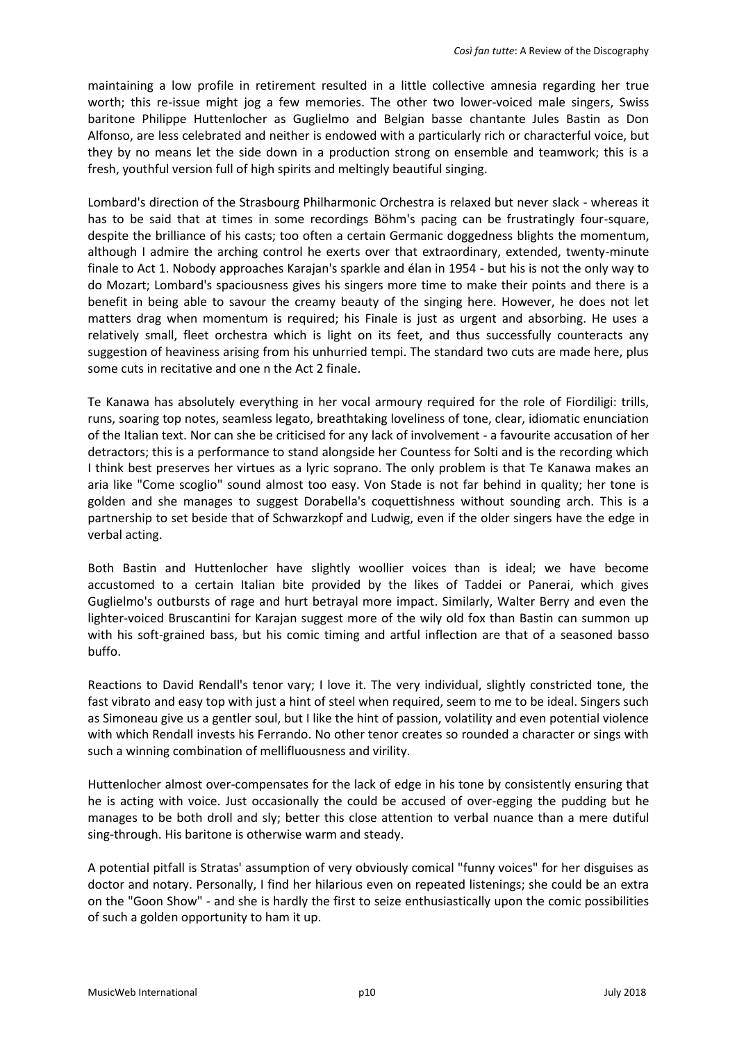maintaining a low profile in retirement resulted in a little collective amnesia regarding her true worth; this re-issue might jog a few memories. The other two lower-voiced male singers, Swiss baritone Philippe Huttenlocher as Guglielmo and Belgian basse chantante Jules Bastin as Don Alfonso, are less celebrated and neither is endowed with a particularly rich or characterful voice, but they by no means let the side down in a production strong on ensemble and teamwork; this is a fresh, youthful version full of high spirits and meltingly beautiful singing.

Lombard's direction of the Strasbourg Philharmonic Orchestra is relaxed but never slack - whereas it has to be said that at times in some recordings Böhm's pacing can be frustratingly four-square, despite the brilliance of his casts; too often a certain Germanic doggedness blights the momentum, although I admire the arching control he exerts over that extraordinary, extended, twenty-minute finale to Act 1. Nobody approaches Karajan's sparkle and élan in 1954 - but his is not the only way to do Mozart; Lombard's spaciousness gives his singers more time to make their points and there is a benefit in being able to savour the creamy beauty of the singing here. However, he does not let matters drag when momentum is required; his Finale is just as urgent and absorbing. He uses a relatively small, fleet orchestra which is light on its feet, and thus successfully counteracts any suggestion of heaviness arising from his unhurried tempi. The standard two cuts are made here, plus some cuts in recitative and one n the Act 2 finale.

Te Kanawa has absolutely everything in her vocal armoury required for the role of Fiordiligi: trills, runs, soaring top notes, seamless legato, breathtaking loveliness of tone, clear, idiomatic enunciation of the Italian text. Nor can she be criticised for any lack of involvement - a favourite accusation of her detractors; this is a performance to stand alongside her Countess for Solti and is the recording which I think best preserves her virtues as a lyric soprano. The only problem is that Te Kanawa makes an aria like "Come scoglio" sound almost too easy. Von Stade is not far behind in quality; her tone is golden and she manages to suggest Dorabella's coquettishness without sounding arch. This is a partnership to set beside that of Schwarzkopf and Ludwig, even if the older singers have the edge in verbal acting.

Both Bastin and Huttenlocher have slightly woollier voices than is ideal; we have become accustomed to a certain Italian bite provided by the likes of Taddei or Panerai, which gives Guglielmo's outbursts of rage and hurt betrayal more impact. Similarly, Walter Berry and even the lighter-voiced Bruscantini for Karajan suggest more of the wily old fox than Bastin can summon up with his soft-grained bass, but his comic timing and artful inflection are that of a seasoned basso buffo.

Reactions to David Rendall's tenor vary; I love it. The very individual, slightly constricted tone, the fast vibrato and easy top with just a hint of steel when required, seem to me to be ideal. Singers such as Simoneau give us a gentler soul, but I like the hint of passion, volatility and even potential violence with which Rendall invests his Ferrando. No other tenor creates so rounded a character or sings with such a winning combination of mellifluousness and virility.

Huttenlocher almost over-compensates for the lack of edge in his tone by consistently ensuring that he is acting with voice. Just occasionally the could be accused of over-egging the pudding but he manages to be both droll and sly; better this close attention to verbal nuance than a mere dutiful sing-through. His baritone is otherwise warm and steady.

A potential pitfall is Stratas' assumption of very obviously comical "funny voices" for her disguises as doctor and notary. Personally, I find her hilarious even on repeated listenings; she could be an extra on the "Goon Show" - and she is hardly the first to seize enthusiastically upon the comic possibilities of such a golden opportunity to ham it up.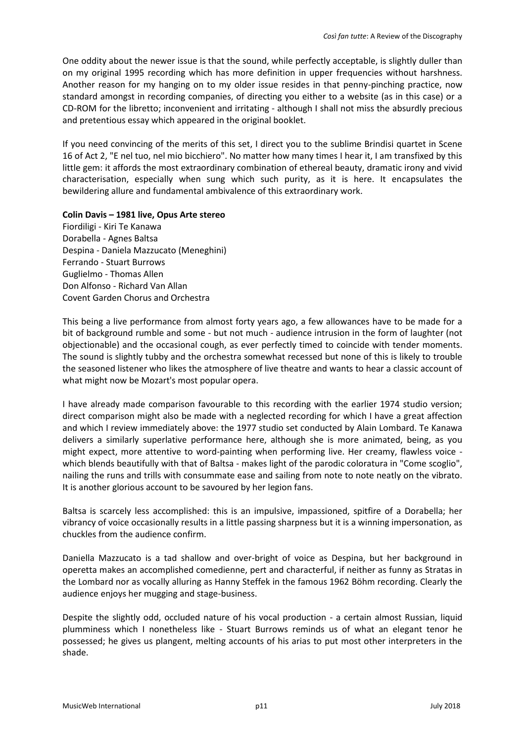One oddity about the newer issue is that the sound, while perfectly acceptable, is slightly duller than on my original 1995 recording which has more definition in upper frequencies without harshness. Another reason for my hanging on to my older issue resides in that penny-pinching practice, now standard amongst in recording companies, of directing you either to a website (as in this case) or a CD-ROM for the libretto; inconvenient and irritating - although I shall not miss the absurdly precious and pretentious essay which appeared in the original booklet.

If you need convincing of the merits of this set, I direct you to the sublime Brindisi quartet in Scene 16 of Act 2, "E nel tuo, nel mio bicchiero". No matter how many times I hear it, I am transfixed by this little gem: it affords the most extraordinary combination of ethereal beauty, dramatic irony and vivid characterisation, especially when sung which such purity, as it is here. It encapsulates the bewildering allure and fundamental ambivalence of this extraordinary work.

**Colin Davis – 1981 live, Opus Arte stereo**
Fiordiligi - Kiri Te Kanawa
Dorabella - Agnes Baltsa
Despina - Daniela Mazzucato (Meneghini)
Ferrando - Stuart Burrows
Guglielmo - Thomas Allen
Don Alfonso - Richard Van Allan
Covent Garden Chorus and Orchestra

This being a live performance from almost forty years ago, a few allowances have to be made for a bit of background rumble and some - but not much - audience intrusion in the form of laughter (not objectionable) and the occasional cough, as ever perfectly timed to coincide with tender moments. The sound is slightly tubby and the orchestra somewhat recessed but none of this is likely to trouble the seasoned listener who likes the atmosphere of live theatre and wants to hear a classic account of what might now be Mozart's most popular opera.

I have already made comparison favourable to this recording with the earlier 1974 studio version; direct comparison might also be made with a neglected recording for which I have a great affection and which I review immediately above: the 1977 studio set conducted by Alain Lombard. Te Kanawa delivers a similarly superlative performance here, although she is more animated, being, as you might expect, more attentive to word-painting when performing live. Her creamy, flawless voice - which blends beautifully with that of Baltsa - makes light of the parodic coloratura in "Come scoglio", nailing the runs and trills with consummate ease and sailing from note to note neatly on the vibrato. It is another glorious account to be savoured by her legion fans.

Baltsa is scarcely less accomplished: this is an impulsive, impassioned, spitfire of a Dorabella; her vibrancy of voice occasionally results in a little passing sharpness but it is a winning impersonation, as chuckles from the audience confirm.

Daniella Mazzucato is a tad shallow and over-bright of voice as Despina, but her background in operetta makes an accomplished comedienne, pert and characterful, if neither as funny as Stratas in the Lombard nor as vocally alluring as Hanny Steffek in the famous 1962 Böhm recording. Clearly the audience enjoys her mugging and stage-business.

Despite the slightly odd, occluded nature of his vocal production - a certain almost Russian, liquid plumminess which I nonetheless like - Stuart Burrows reminds us of what an elegant tenor he possessed; he gives us plangent, melting accounts of his arias to put most other interpreters in the shade.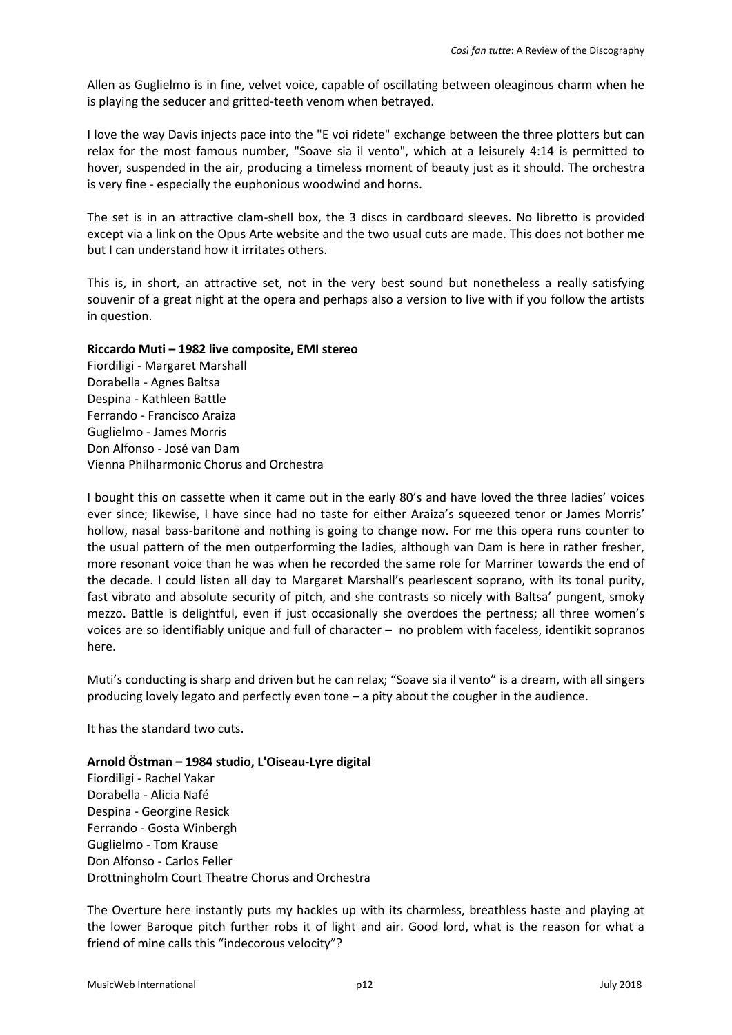Allen as Guglielmo is in fine, velvet voice, capable of oscillating between oleaginous charm when he is playing the seducer and gritted-teeth venom when betrayed.

I love the way Davis injects pace into the "E voi ridete" exchange between the three plotters but can relax for the most famous number, "Soave sia il vento", which at a leisurely 4:14 is permitted to hover, suspended in the air, producing a timeless moment of beauty just as it should. The orchestra is very fine - especially the euphonious woodwind and horns.

The set is in an attractive clam-shell box, the 3 discs in cardboard sleeves. No libretto is provided except via a link on the Opus Arte website and the two usual cuts are made. This does not bother me but I can understand how it irritates others.

This is, in short, an attractive set, not in the very best sound but nonetheless a really satisfying souvenir of a great night at the opera and perhaps also a version to live with if you follow the artists in question.

**Riccardo Muti – 1982 live composite, EMI stereo**
Fiordiligi - Margaret Marshall
Dorabella - Agnes Baltsa
Despina - Kathleen Battle
Ferrando - Francisco Araiza
Guglielmo - James Morris
Don Alfonso - José van Dam
Vienna Philharmonic Chorus and Orchestra

I bought this on cassette when it came out in the early 80's and have loved the three ladies' voices ever since; likewise, I have since had no taste for either Araiza's squeezed tenor or James Morris' hollow, nasal bass-baritone and nothing is going to change now. For me this opera runs counter to the usual pattern of the men outperforming the ladies, although van Dam is here in rather fresher, more resonant voice than he was when he recorded the same role for Marriner towards the end of the decade. I could listen all day to Margaret Marshall's pearlescent soprano, with its tonal purity, fast vibrato and absolute security of pitch, and she contrasts so nicely with Baltsa' pungent, smoky mezzo. Battle is delightful, even if just occasionally she overdoes the pertness; all three women's voices are so identifiably unique and full of character – no problem with faceless, identikit sopranos here.

Muti's conducting is sharp and driven but he can relax; "Soave sia il vento" is a dream, with all singers producing lovely legato and perfectly even tone – a pity about the cougher in the audience.

It has the standard two cuts.

**Arnold Östman – 1984 studio, L'Oiseau-Lyre digital**
Fiordiligi - Rachel Yakar
Dorabella - Alicia Nafé
Despina - Georgine Resick
Ferrando - Gosta Winbergh
Guglielmo - Tom Krause
Don Alfonso - Carlos Feller
Drottningholm Court Theatre Chorus and Orchestra

The Overture here instantly puts my hackles up with its charmless, breathless haste and playing at the lower Baroque pitch further robs it of light and air. Good lord, what is the reason for what a friend of mine calls this "indecorous velocity"?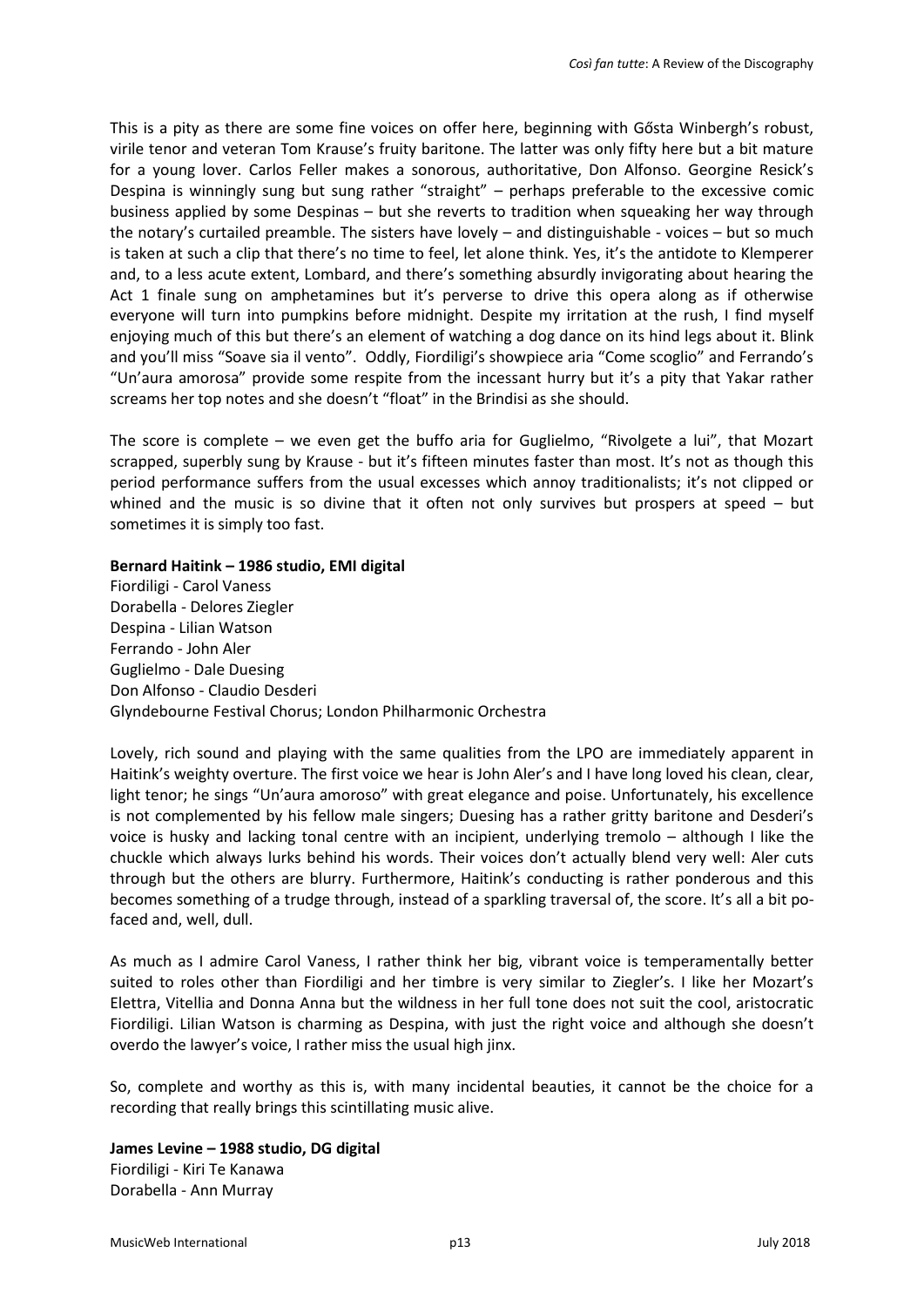This is a pity as there are some fine voices on offer here, beginning with Gősta Winbergh's robust, virile tenor and veteran Tom Krause's fruity baritone. The latter was only fifty here but a bit mature for a young lover. Carlos Feller makes a sonorous, authoritative, Don Alfonso. Georgine Resick's Despina is winningly sung but sung rather "straight" – perhaps preferable to the excessive comic business applied by some Despinas – but she reverts to tradition when squeaking her way through the notary's curtailed preamble. The sisters have lovely – and distinguishable - voices – but so much is taken at such a clip that there's no time to feel, let alone think. Yes, it's the antidote to Klemperer and, to a less acute extent, Lombard, and there's something absurdly invigorating about hearing the Act 1 finale sung on amphetamines but it's perverse to drive this opera along as if otherwise everyone will turn into pumpkins before midnight. Despite my irritation at the rush, I find myself enjoying much of this but there's an element of watching a dog dance on its hind legs about it. Blink and you'll miss "Soave sia il vento". Oddly, Fiordiligi's showpiece aria "Come scoglio" and Ferrando's "Un'aura amorosa" provide some respite from the incessant hurry but it's a pity that Yakar rather screams her top notes and she doesn't "float" in the Brindisi as she should.

The score is complete – we even get the buffo aria for Guglielmo, "Rivolgete a lui", that Mozart scrapped, superbly sung by Krause - but it's fifteen minutes faster than most. It's not as though this period performance suffers from the usual excesses which annoy traditionalists; it's not clipped or whined and the music is so divine that it often not only survives but prospers at speed – but sometimes it is simply too fast.

**Bernard Haitink – 1986 studio, EMI digital**

Fiordiligi - Carol Vaness
Dorabella - Delores Ziegler
Despina - Lilian Watson
Ferrando - John Aler
Guglielmo - Dale Duesing
Don Alfonso - Claudio Desderi
Glyndebourne Festival Chorus; London Philharmonic Orchestra

Lovely, rich sound and playing with the same qualities from the LPO are immediately apparent in Haitink's weighty overture. The first voice we hear is John Aler's and I have long loved his clean, clear, light tenor; he sings "Un'aura amoroso" with great elegance and poise. Unfortunately, his excellence is not complemented by his fellow male singers; Duesing has a rather gritty baritone and Desderi's voice is husky and lacking tonal centre with an incipient, underlying tremolo – although I like the chuckle which always lurks behind his words. Their voices don't actually blend very well: Aler cuts through but the others are blurry. Furthermore, Haitink's conducting is rather ponderous and this becomes something of a trudge through, instead of a sparkling traversal of, the score. It's all a bit po-faced and, well, dull.

As much as I admire Carol Vaness, I rather think her big, vibrant voice is temperamentally better suited to roles other than Fiordiligi and her timbre is very similar to Ziegler's. I like her Mozart's Elettra, Vitellia and Donna Anna but the wildness in her full tone does not suit the cool, aristocratic Fiordiligi. Lilian Watson is charming as Despina, with just the right voice and although she doesn't overdo the lawyer's voice, I rather miss the usual high jinx.

So, complete and worthy as this is, with many incidental beauties, it cannot be the choice for a recording that really brings this scintillating music alive.

**James Levine – 1988 studio, DG digital**

Fiordiligi - Kiri Te Kanawa
Dorabella - Ann Murray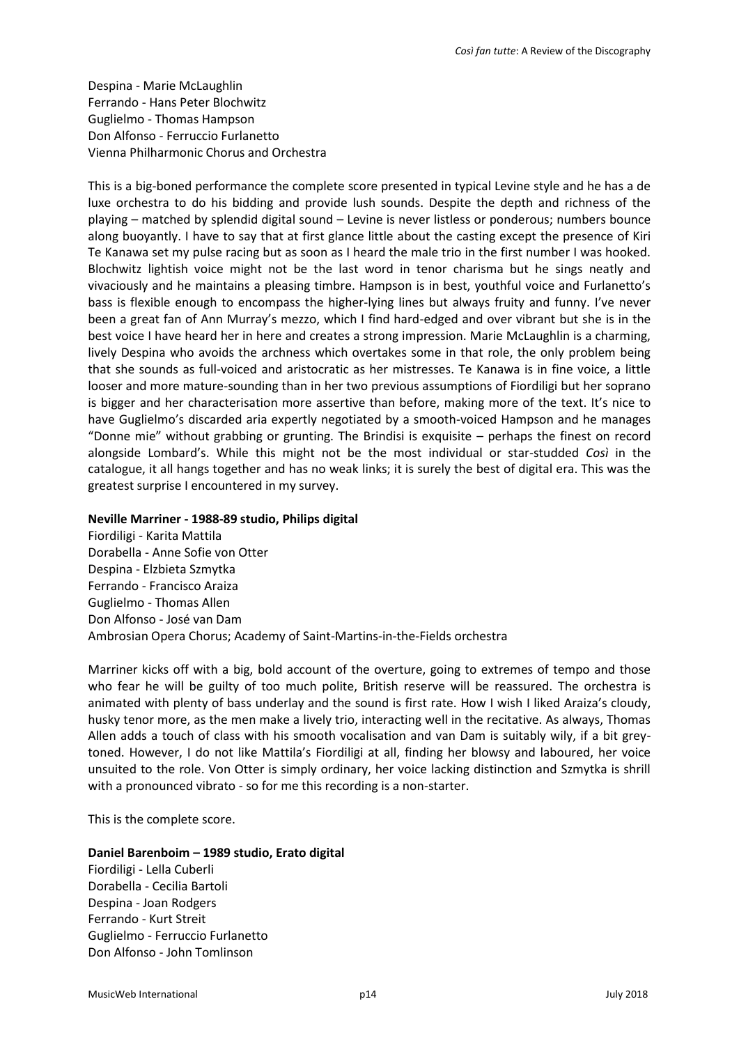Despina - Marie McLaughlin
Ferrando - Hans Peter Blochwitz
Guglielmo - Thomas Hampson
Don Alfonso - Ferruccio Furlanetto
Vienna Philharmonic Chorus and Orchestra

This is a big-boned performance the complete score presented in typical Levine style and he has a de luxe orchestra to do his bidding and provide lush sounds. Despite the depth and richness of the playing – matched by splendid digital sound – Levine is never listless or ponderous; numbers bounce along buoyantly. I have to say that at first glance little about the casting except the presence of Kiri Te Kanawa set my pulse racing but as soon as I heard the male trio in the first number I was hooked. Blochwitz lightish voice might not be the last word in tenor charisma but he sings neatly and vivaciously and he maintains a pleasing timbre. Hampson is in best, youthful voice and Furlanetto's bass is flexible enough to encompass the higher-lying lines but always fruity and funny. I've never been a great fan of Ann Murray's mezzo, which I find hard-edged and over vibrant but she is in the best voice I have heard her in here and creates a strong impression. Marie McLaughlin is a charming, lively Despina who avoids the archness which overtakes some in that role, the only problem being that she sounds as full-voiced and aristocratic as her mistresses. Te Kanawa is in fine voice, a little looser and more mature-sounding than in her two previous assumptions of Fiordiligi but her soprano is bigger and her characterisation more assertive than before, making more of the text. It's nice to have Guglielmo's discarded aria expertly negotiated by a smooth-voiced Hampson and he manages "Donne mie" without grabbing or grunting. The Brindisi is exquisite – perhaps the finest on record alongside Lombard's. While this might not be the most individual or star-studded *Così* in the catalogue, it all hangs together and has no weak links; it is surely the best of digital era. This was the greatest surprise I encountered in my survey.

**Neville Marriner - 1988-89 studio, Philips digital**
Fiordiligi - Karita Mattila
Dorabella - Anne Sofie von Otter
Despina - Elzbieta Szmytka
Ferrando - Francisco Araiza
Guglielmo - Thomas Allen
Don Alfonso - José van Dam
Ambrosian Opera Chorus; Academy of Saint-Martins-in-the-Fields orchestra

Marriner kicks off with a big, bold account of the overture, going to extremes of tempo and those who fear he will be guilty of too much polite, British reserve will be reassured. The orchestra is animated with plenty of bass underlay and the sound is first rate. How I wish I liked Araiza's cloudy, husky tenor more, as the men make a lively trio, interacting well in the recitative. As always, Thomas Allen adds a touch of class with his smooth vocalisation and van Dam is suitably wily, if a bit grey-toned. However, I do not like Mattila's Fiordiligi at all, finding her blowsy and laboured, her voice unsuited to the role. Von Otter is simply ordinary, her voice lacking distinction and Szmytka is shrill with a pronounced vibrato - so for me this recording is a non-starter.

This is the complete score.

**Daniel Barenboim – 1989 studio, Erato digital**
Fiordiligi - Lella Cuberli
Dorabella - Cecilia Bartoli
Despina - Joan Rodgers
Ferrando - Kurt Streit
Guglielmo - Ferruccio Furlanetto
Don Alfonso - John Tomlinson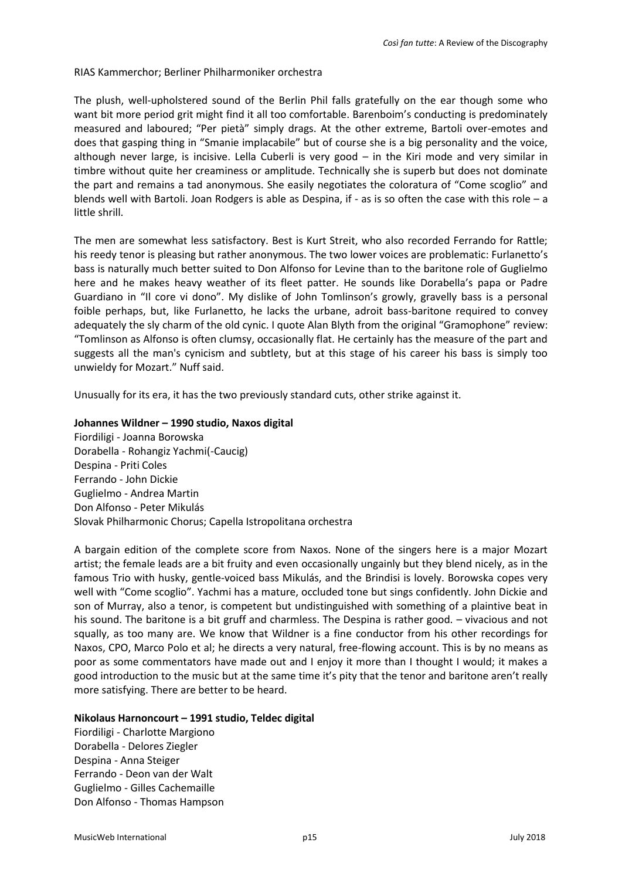RIAS Kammerchor; Berliner Philharmoniker orchestra

The plush, well-upholstered sound of the Berlin Phil falls gratefully on the ear though some who want bit more period grit might find it all too comfortable. Barenboim's conducting is predominately measured and laboured; "Per pietà" simply drags. At the other extreme, Bartoli over-emotes and does that gasping thing in "Smanie implacabile" but of course she is a big personality and the voice, although never large, is incisive. Lella Cuberli is very good – in the Kiri mode and very similar in timbre without quite her creaminess or amplitude. Technically she is superb but does not dominate the part and remains a tad anonymous. She easily negotiates the coloratura of "Come scoglio" and blends well with Bartoli. Joan Rodgers is able as Despina, if - as is so often the case with this role – a little shrill.

The men are somewhat less satisfactory. Best is Kurt Streit, who also recorded Ferrando for Rattle; his reedy tenor is pleasing but rather anonymous. The two lower voices are problematic: Furlanetto's bass is naturally much better suited to Don Alfonso for Levine than to the baritone role of Guglielmo here and he makes heavy weather of its fleet patter. He sounds like Dorabella's papa or Padre Guardiano in "Il core vi dono". My dislike of John Tomlinson's growly, gravelly bass is a personal foible perhaps, but, like Furlanetto, he lacks the urbane, adroit bass-baritone required to convey adequately the sly charm of the old cynic. I quote Alan Blyth from the original "Gramophone" review: "Tomlinson as Alfonso is often clumsy, occasionally flat. He certainly has the measure of the part and suggests all the man's cynicism and subtlety, but at this stage of his career his bass is simply too unwieldy for Mozart." Nuff said.

Unusually for its era, it has the two previously standard cuts, other strike against it.

**Johannes Wildner – 1990 studio, Naxos digital**

Fiordiligi - Joanna Borowska
Dorabella - Rohangiz Yachmi(-Caucig)
Despina - Priti Coles
Ferrando - John Dickie
Guglielmo - Andrea Martin
Don Alfonso - Peter Mikulás
Slovak Philharmonic Chorus; Capella Istropolitana orchestra

A bargain edition of the complete score from Naxos. None of the singers here is a major Mozart artist; the female leads are a bit fruity and even occasionally ungainly but they blend nicely, as in the famous Trio with husky, gentle-voiced bass Mikulás, and the Brindisi is lovely. Borowska copes very well with "Come scoglio". Yachmi has a mature, occluded tone but sings confidently. John Dickie and son of Murray, also a tenor, is competent but undistinguished with something of a plaintive beat in his sound. The baritone is a bit gruff and charmless. The Despina is rather good. – vivacious and not squally, as too many are. We know that Wildner is a fine conductor from his other recordings for Naxos, CPO, Marco Polo et al; he directs a very natural, free-flowing account. This is by no means as poor as some commentators have made out and I enjoy it more than I thought I would; it makes a good introduction to the music but at the same time it's pity that the tenor and baritone aren't really more satisfying. There are better to be heard.

**Nikolaus Harnoncourt – 1991 studio, Teldec digital**

Fiordiligi - Charlotte Margiono
Dorabella - Delores Ziegler
Despina - Anna Steiger
Ferrando - Deon van der Walt
Guglielmo - Gilles Cachemaille
Don Alfonso - Thomas Hampson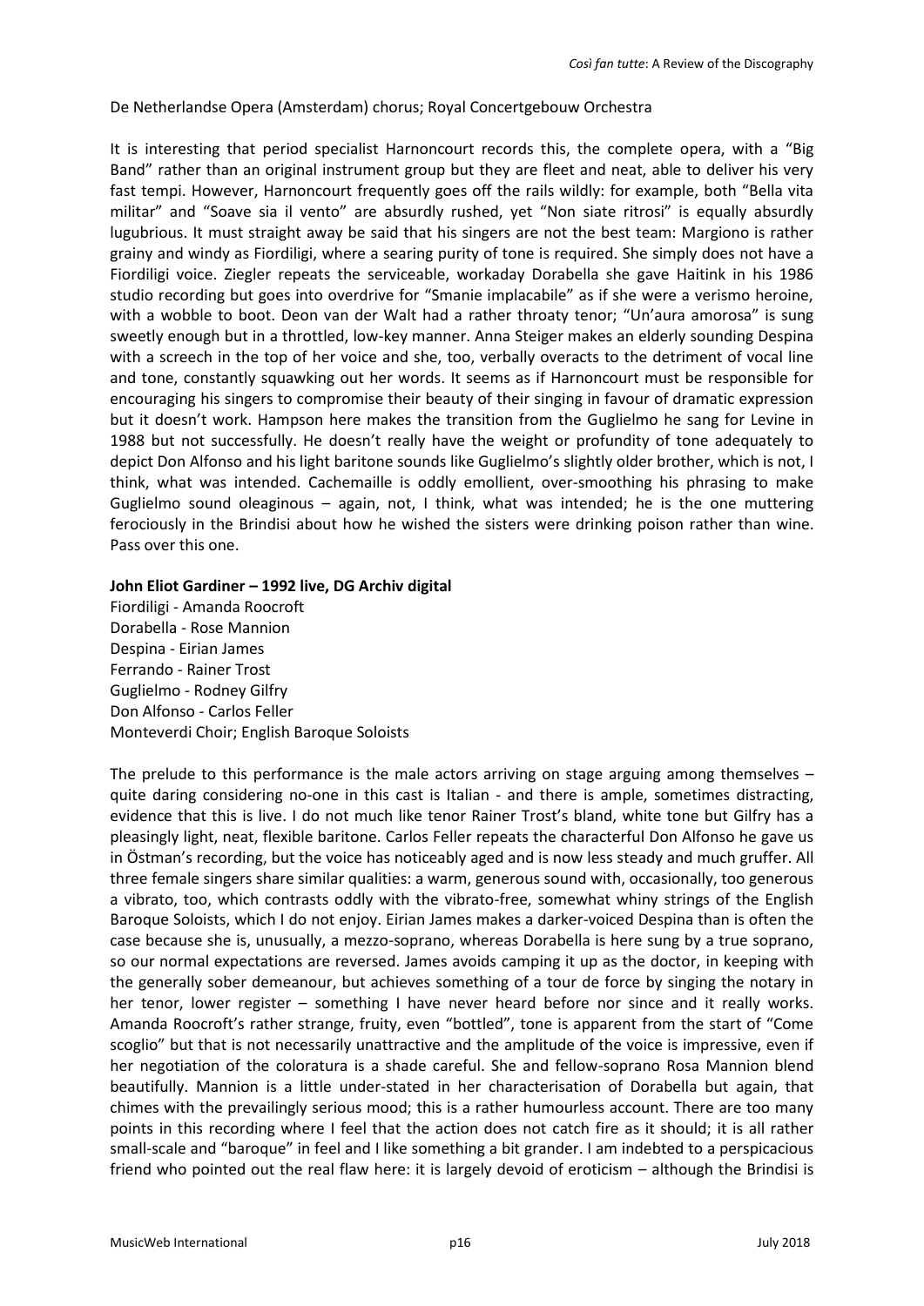De Netherlandse Opera (Amsterdam) chorus; Royal Concertgebouw Orchestra

It is interesting that period specialist Harnoncourt records this, the complete opera, with a "Big Band" rather than an original instrument group but they are fleet and neat, able to deliver his very fast tempi. However, Harnoncourt frequently goes off the rails wildly: for example, both "Bella vita militar" and "Soave sia il vento" are absurdly rushed, yet "Non siate ritrosi" is equally absurdly lugubrious. It must straight away be said that his singers are not the best team: Margiono is rather grainy and windy as Fiordiligi, where a searing purity of tone is required. She simply does not have a Fiordiligi voice. Ziegler repeats the serviceable, workaday Dorabella she gave Haitink in his 1986 studio recording but goes into overdrive for "Smanie implacabile" as if she were a verismo heroine, with a wobble to boot. Deon van der Walt had a rather throaty tenor; "Un'aura amorosa" is sung sweetly enough but in a throttled, low-key manner. Anna Steiger makes an elderly sounding Despina with a screech in the top of her voice and she, too, verbally overacts to the detriment of vocal line and tone, constantly squawking out her words. It seems as if Harnoncourt must be responsible for encouraging his singers to compromise their beauty of their singing in favour of dramatic expression but it doesn't work. Hampson here makes the transition from the Guglielmo he sang for Levine in 1988 but not successfully. He doesn't really have the weight or profundity of tone adequately to depict Don Alfonso and his light baritone sounds like Guglielmo's slightly older brother, which is not, I think, what was intended. Cachemaille is oddly emollient, over-smoothing his phrasing to make Guglielmo sound oleaginous – again, not, I think, what was intended; he is the one muttering ferociously in the Brindisi about how he wished the sisters were drinking poison rather than wine. Pass over this one.

**John Eliot Gardiner – 1992 live, DG Archiv digital**

Fiordiligi - Amanda Roocroft
Dorabella - Rose Mannion
Despina - Eirian James
Ferrando - Rainer Trost
Guglielmo - Rodney Gilfry
Don Alfonso - Carlos Feller
Monteverdi Choir; English Baroque Soloists

The prelude to this performance is the male actors arriving on stage arguing among themselves – quite daring considering no-one in this cast is Italian - and there is ample, sometimes distracting, evidence that this is live. I do not much like tenor Rainer Trost's bland, white tone but Gilfry has a pleasingly light, neat, flexible baritone. Carlos Feller repeats the characterful Don Alfonso he gave us in Östman's recording, but the voice has noticeably aged and is now less steady and much gruffer. All three female singers share similar qualities: a warm, generous sound with, occasionally, too generous a vibrato, too, which contrasts oddly with the vibrato-free, somewhat whiny strings of the English Baroque Soloists, which I do not enjoy. Eirian James makes a darker-voiced Despina than is often the case because she is, unusually, a mezzo-soprano, whereas Dorabella is here sung by a true soprano, so our normal expectations are reversed. James avoids camping it up as the doctor, in keeping with the generally sober demeanour, but achieves something of a tour de force by singing the notary in her tenor, lower register – something I have never heard before nor since and it really works. Amanda Roocroft's rather strange, fruity, even "bottled", tone is apparent from the start of "Come scoglio" but that is not necessarily unattractive and the amplitude of the voice is impressive, even if her negotiation of the coloratura is a shade careful. She and fellow-soprano Rosa Mannion blend beautifully. Mannion is a little under-stated in her characterisation of Dorabella but again, that chimes with the prevailingly serious mood; this is a rather humourless account. There are too many points in this recording where I feel that the action does not catch fire as it should; it is all rather small-scale and "baroque" in feel and I like something a bit grander. I am indebted to a perspicacious friend who pointed out the real flaw here: it is largely devoid of eroticism – although the Brindisi is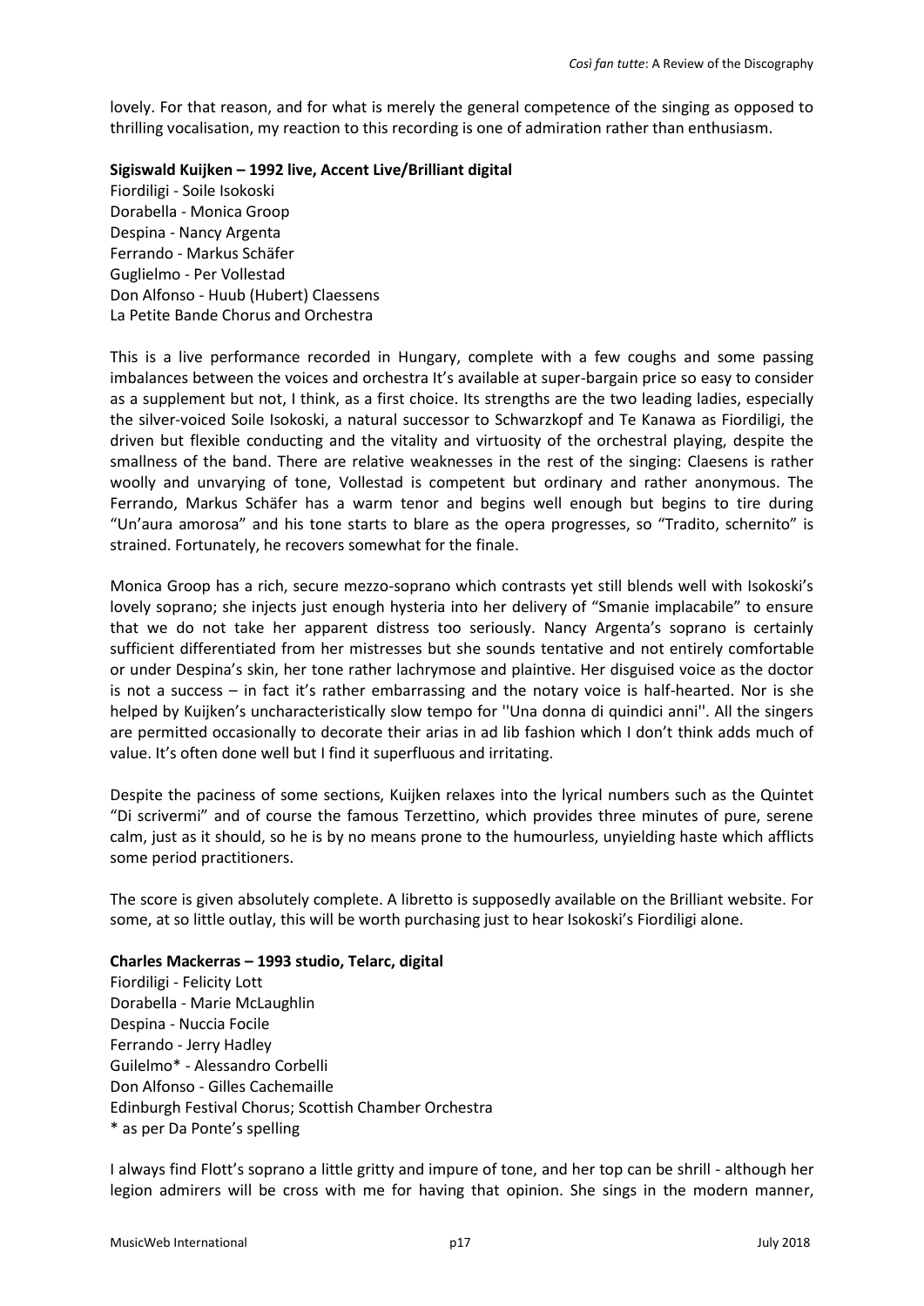lovely. For that reason, and for what is merely the general competence of the singing as opposed to thrilling vocalisation, my reaction to this recording is one of admiration rather than enthusiasm.

**Sigiswald Kuijken – 1992 live, Accent Live/Brilliant digital**

Fiordiligi - Soile Isokoski
Dorabella - Monica Groop
Despina - Nancy Argenta
Ferrando - Markus Schäfer
Guglielmo - Per Vollestad
Don Alfonso - Huub (Hubert) Claessens
La Petite Bande Chorus and Orchestra

This is a live performance recorded in Hungary, complete with a few coughs and some passing imbalances between the voices and orchestra It's available at super-bargain price so easy to consider as a supplement but not, I think, as a first choice. Its strengths are the two leading ladies, especially the silver-voiced Soile Isokoski, a natural successor to Schwarzkopf and Te Kanawa as Fiordiligi, the driven but flexible conducting and the vitality and virtuosity of the orchestral playing, despite the smallness of the band. There are relative weaknesses in the rest of the singing: Claesens is rather woolly and unvarying of tone, Vollestad is competent but ordinary and rather anonymous. The Ferrando, Markus Schäfer has a warm tenor and begins well enough but begins to tire during "Un'aura amorosa" and his tone starts to blare as the opera progresses, so "Tradito, schernito" is strained. Fortunately, he recovers somewhat for the finale.

Monica Groop has a rich, secure mezzo-soprano which contrasts yet still blends well with Isokoski's lovely soprano; she injects just enough hysteria into her delivery of "Smanie implacabile" to ensure that we do not take her apparent distress too seriously. Nancy Argenta's soprano is certainly sufficient differentiated from her mistresses but she sounds tentative and not entirely comfortable or under Despina's skin, her tone rather lachrymose and plaintive. Her disguised voice as the doctor is not a success – in fact it's rather embarrassing and the notary voice is half-hearted. Nor is she helped by Kuijken's uncharacteristically slow tempo for ''Una donna di quindici anni''. All the singers are permitted occasionally to decorate their arias in ad lib fashion which I don't think adds much of value. It's often done well but I find it superfluous and irritating.

Despite the paciness of some sections, Kuijken relaxes into the lyrical numbers such as the Quintet "Di scrivermi" and of course the famous Terzettino, which provides three minutes of pure, serene calm, just as it should, so he is by no means prone to the humourless, unyielding haste which afflicts some period practitioners.

The score is given absolutely complete. A libretto is supposedly available on the Brilliant website. For some, at so little outlay, this will be worth purchasing just to hear Isokoski's Fiordiligi alone.

**Charles Mackerras – 1993 studio, Telarc, digital**

Fiordiligi - Felicity Lott
Dorabella - Marie McLaughlin
Despina - Nuccia Focile
Ferrando - Jerry Hadley
Guilelmo* - Alessandro Corbelli
Don Alfonso - Gilles Cachemaille
Edinburgh Festival Chorus; Scottish Chamber Orchestra
* as per Da Ponte's spelling

I always find Flott's soprano a little gritty and impure of tone, and her top can be shrill - although her legion admirers will be cross with me for having that opinion. She sings in the modern manner,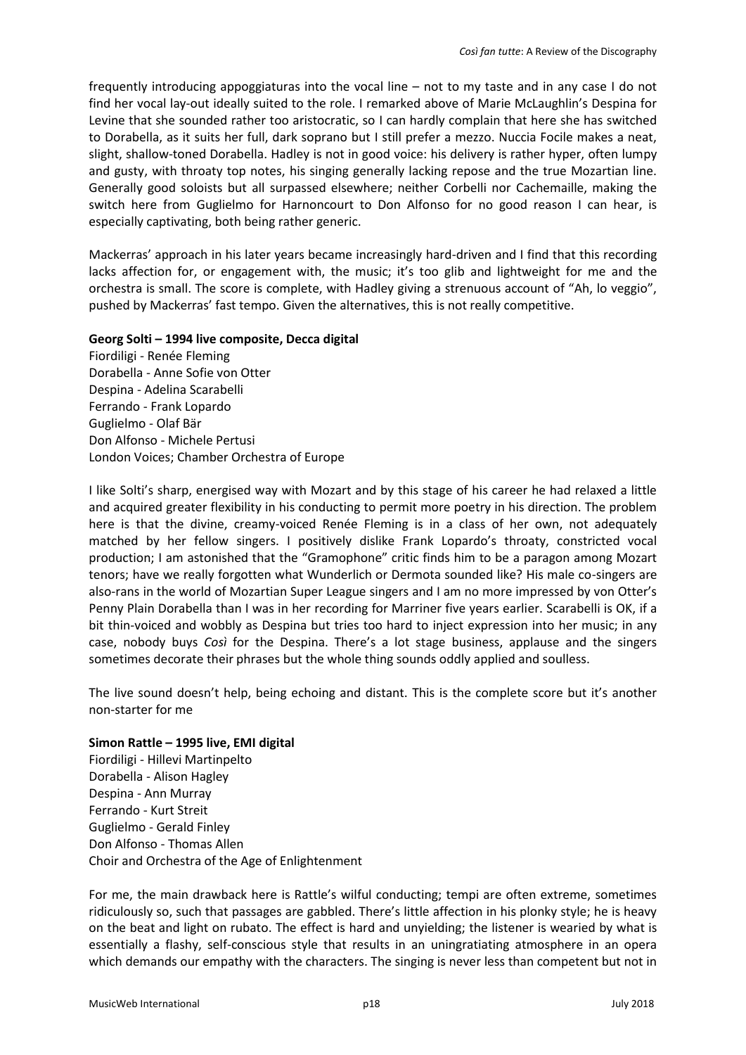frequently introducing appoggiaturas into the vocal line – not to my taste and in any case I do not find her vocal lay-out ideally suited to the role. I remarked above of Marie McLaughlin's Despina for Levine that she sounded rather too aristocratic, so I can hardly complain that here she has switched to Dorabella, as it suits her full, dark soprano but I still prefer a mezzo. Nuccia Focile makes a neat, slight, shallow-toned Dorabella. Hadley is not in good voice: his delivery is rather hyper, often lumpy and gusty, with throaty top notes, his singing generally lacking repose and the true Mozartian line. Generally good soloists but all surpassed elsewhere; neither Corbelli nor Cachemaille, making the switch here from Guglielmo for Harnoncourt to Don Alfonso for no good reason I can hear, is especially captivating, both being rather generic.

Mackerras' approach in his later years became increasingly hard-driven and I find that this recording lacks affection for, or engagement with, the music; it's too glib and lightweight for me and the orchestra is small. The score is complete, with Hadley giving a strenuous account of "Ah, lo veggio", pushed by Mackerras' fast tempo. Given the alternatives, this is not really competitive.

**Georg Solti – 1994 live composite, Decca digital**
Fiordiligi - Renée Fleming
Dorabella - Anne Sofie von Otter
Despina - Adelina Scarabelli
Ferrando - Frank Lopardo
Guglielmo - Olaf Bär
Don Alfonso - Michele Pertusi
London Voices; Chamber Orchestra of Europe

I like Solti's sharp, energised way with Mozart and by this stage of his career he had relaxed a little and acquired greater flexibility in his conducting to permit more poetry in his direction. The problem here is that the divine, creamy-voiced Renée Fleming is in a class of her own, not adequately matched by her fellow singers. I positively dislike Frank Lopardo's throaty, constricted vocal production; I am astonished that the "Gramophone" critic finds him to be a paragon among Mozart tenors; have we really forgotten what Wunderlich or Dermota sounded like? His male co-singers are also-rans in the world of Mozartian Super League singers and I am no more impressed by von Otter's Penny Plain Dorabella than I was in her recording for Marriner five years earlier. Scarabelli is OK, if a bit thin-voiced and wobbly as Despina but tries too hard to inject expression into her music; in any case, nobody buys *Così* for the Despina. There's a lot stage business, applause and the singers sometimes decorate their phrases but the whole thing sounds oddly applied and soulless.

The live sound doesn't help, being echoing and distant. This is the complete score but it's another non-starter for me

**Simon Rattle – 1995 live, EMI digital**
Fiordiligi - Hillevi Martinpelto
Dorabella - Alison Hagley
Despina - Ann Murray
Ferrando - Kurt Streit
Guglielmo - Gerald Finley
Don Alfonso - Thomas Allen
Choir and Orchestra of the Age of Enlightenment

For me, the main drawback here is Rattle's wilful conducting; tempi are often extreme, sometimes ridiculously so, such that passages are gabbled. There's little affection in his plonky style; he is heavy on the beat and light on rubato. The effect is hard and unyielding; the listener is wearied by what is essentially a flashy, self-conscious style that results in an uningratiating atmosphere in an opera which demands our empathy with the characters. The singing is never less than competent but not in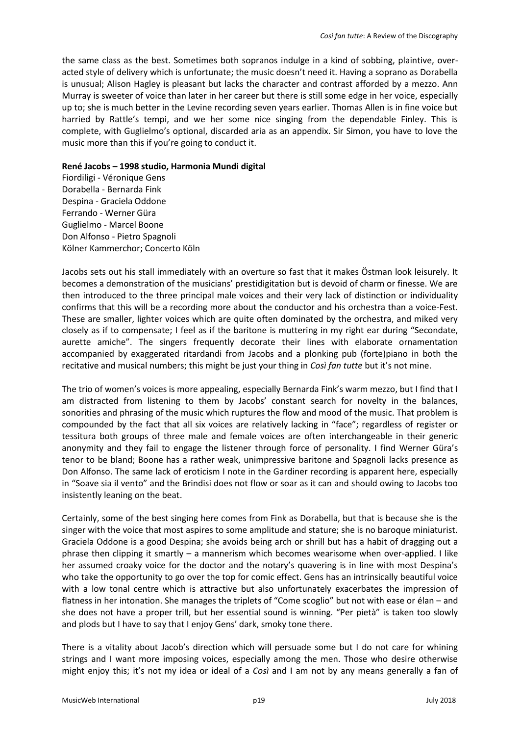the same class as the best. Sometimes both sopranos indulge in a kind of sobbing, plaintive, over-acted style of delivery which is unfortunate; the music doesn't need it. Having a soprano as Dorabella is unusual; Alison Hagley is pleasant but lacks the character and contrast afforded by a mezzo. Ann Murray is sweeter of voice than later in her career but there is still some edge in her voice, especially up to; she is much better in the Levine recording seven years earlier. Thomas Allen is in fine voice but harried by Rattle's tempi, and we her some nice singing from the dependable Finley. This is complete, with Guglielmo's optional, discarded aria as an appendix. Sir Simon, you have to love the music more than this if you're going to conduct it.

**René Jacobs – 1998 studio, Harmonia Mundi digital**

Fiordiligi - Véronique Gens
Dorabella - Bernarda Fink
Despina - Graciela Oddone
Ferrando - Werner Güra
Guglielmo - Marcel Boone
Don Alfonso - Pietro Spagnoli
Kölner Kammerchor; Concerto Köln

Jacobs sets out his stall immediately with an overture so fast that it makes Östman look leisurely. It becomes a demonstration of the musicians' prestidigitation but is devoid of charm or finesse. We are then introduced to the three principal male voices and their very lack of distinction or individuality confirms that this will be a recording more about the conductor and his orchestra than a voice-Fest. These are smaller, lighter voices which are quite often dominated by the orchestra, and miked very closely as if to compensate; I feel as if the baritone is muttering in my right ear during "Secondate, aurette amiche". The singers frequently decorate their lines with elaborate ornamentation accompanied by exaggerated ritardandi from Jacobs and a plonking pub (forte)piano in both the recitative and musical numbers; this might be just your thing in *Così fan tutte* but it's not mine.

The trio of women's voices is more appealing, especially Bernarda Fink's warm mezzo, but I find that I am distracted from listening to them by Jacobs' constant search for novelty in the balances, sonorities and phrasing of the music which ruptures the flow and mood of the music. That problem is compounded by the fact that all six voices are relatively lacking in "face"; regardless of register or tessitura both groups of three male and female voices are often interchangeable in their generic anonymity and they fail to engage the listener through force of personality. I find Werner Güra's tenor to be bland; Boone has a rather weak, unimpressive baritone and Spagnoli lacks presence as Don Alfonso. The same lack of eroticism I note in the Gardiner recording is apparent here, especially in "Soave sia il vento" and the Brindisi does not flow or soar as it can and should owing to Jacobs too insistently leaning on the beat.

Certainly, some of the best singing here comes from Fink as Dorabella, but that is because she is the singer with the voice that most aspires to some amplitude and stature; she is no baroque miniaturist. Graciela Oddone is a good Despina; she avoids being arch or shrill but has a habit of dragging out a phrase then clipping it smartly – a mannerism which becomes wearisome when over-applied. I like her assumed croaky voice for the doctor and the notary's quavering is in line with most Despina's who take the opportunity to go over the top for comic effect. Gens has an intrinsically beautiful voice with a low tonal centre which is attractive but also unfortunately exacerbates the impression of flatness in her intonation. She manages the triplets of "Come scoglio" but not with ease or élan – and she does not have a proper trill, but her essential sound is winning. "Per pietà" is taken too slowly and plods but I have to say that I enjoy Gens' dark, smoky tone there.

There is a vitality about Jacob's direction which will persuade some but I do not care for whining strings and I want more imposing voices, especially among the men. Those who desire otherwise might enjoy this; it's not my idea or ideal of a *Così* and I am not by any means generally a fan of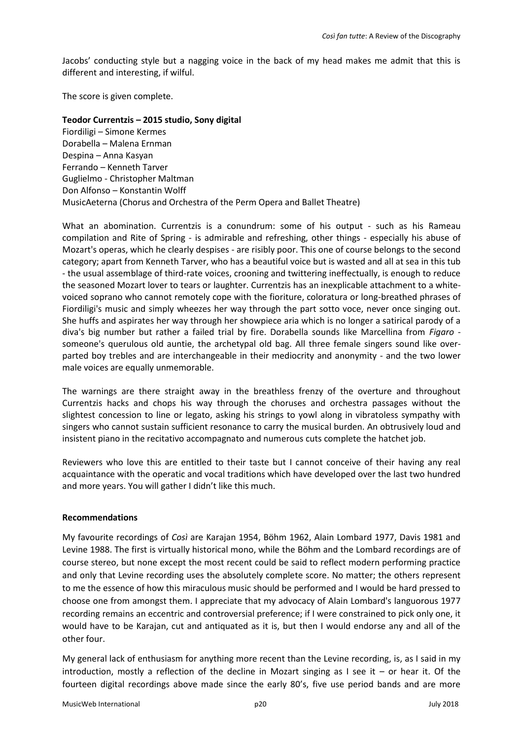Jacobs' conducting style but a nagging voice in the back of my head makes me admit that this is different and interesting, if wilful.

The score is given complete.

**Teodor Currentzis – 2015 studio, Sony digital**
Fiordiligi – Simone Kermes
Dorabella – Malena Ernman
Despina – Anna Kasyan
Ferrando – Kenneth Tarver
Guglielmo - Christopher Maltman
Don Alfonso – Konstantin Wolff
MusicAeterna (Chorus and Orchestra of the Perm Opera and Ballet Theatre)

What an abomination. Currentzis is a conundrum: some of his output - such as his Rameau compilation and Rite of Spring - is admirable and refreshing, other things - especially his abuse of Mozart's operas, which he clearly despises - are risibly poor. This one of course belongs to the second category; apart from Kenneth Tarver, who has a beautiful voice but is wasted and all at sea in this tub - the usual assemblage of third-rate voices, crooning and twittering ineffectually, is enough to reduce the seasoned Mozart lover to tears or laughter. Currentzis has an inexplicable attachment to a white-voiced soprano who cannot remotely cope with the fioriture, coloratura or long-breathed phrases of Fiordiligi's music and simply wheezes her way through the part sotto voce, never once singing out. She huffs and aspirates her way through her showpiece aria which is no longer a satirical parody of a diva's big number but rather a failed trial by fire. Dorabella sounds like Marcellina from *Figaro* - someone's querulous old auntie, the archetypal old bag. All three female singers sound like over-parted boy trebles and are interchangeable in their mediocrity and anonymity - and the two lower male voices are equally unmemorable.

The warnings are there straight away in the breathless frenzy of the overture and throughout Currentzis hacks and chops his way through the choruses and orchestra passages without the slightest concession to line or legato, asking his strings to yowl along in vibratoless sympathy with singers who cannot sustain sufficient resonance to carry the musical burden. An obtrusively loud and insistent piano in the recitativo accompagnato and numerous cuts complete the hatchet job.

Reviewers who love this are entitled to their taste but I cannot conceive of their having any real acquaintance with the operatic and vocal traditions which have developed over the last two hundred and more years. You will gather I didn't like this much.

**Recommendations**

My favourite recordings of *Così* are Karajan 1954, Böhm 1962, Alain Lombard 1977, Davis 1981 and Levine 1988. The first is virtually historical mono, while the Böhm and the Lombard recordings are of course stereo, but none except the most recent could be said to reflect modern performing practice and only that Levine recording uses the absolutely complete score. No matter; the others represent to me the essence of how this miraculous music should be performed and I would be hard pressed to choose one from amongst them. I appreciate that my advocacy of Alain Lombard's languorous 1977 recording remains an eccentric and controversial preference; if I were constrained to pick only one, it would have to be Karajan, cut and antiquated as it is, but then I would endorse any and all of the other four.

My general lack of enthusiasm for anything more recent than the Levine recording, is, as I said in my introduction, mostly a reflection of the decline in Mozart singing as I see it – or hear it. Of the fourteen digital recordings above made since the early 80's, five use period bands and are more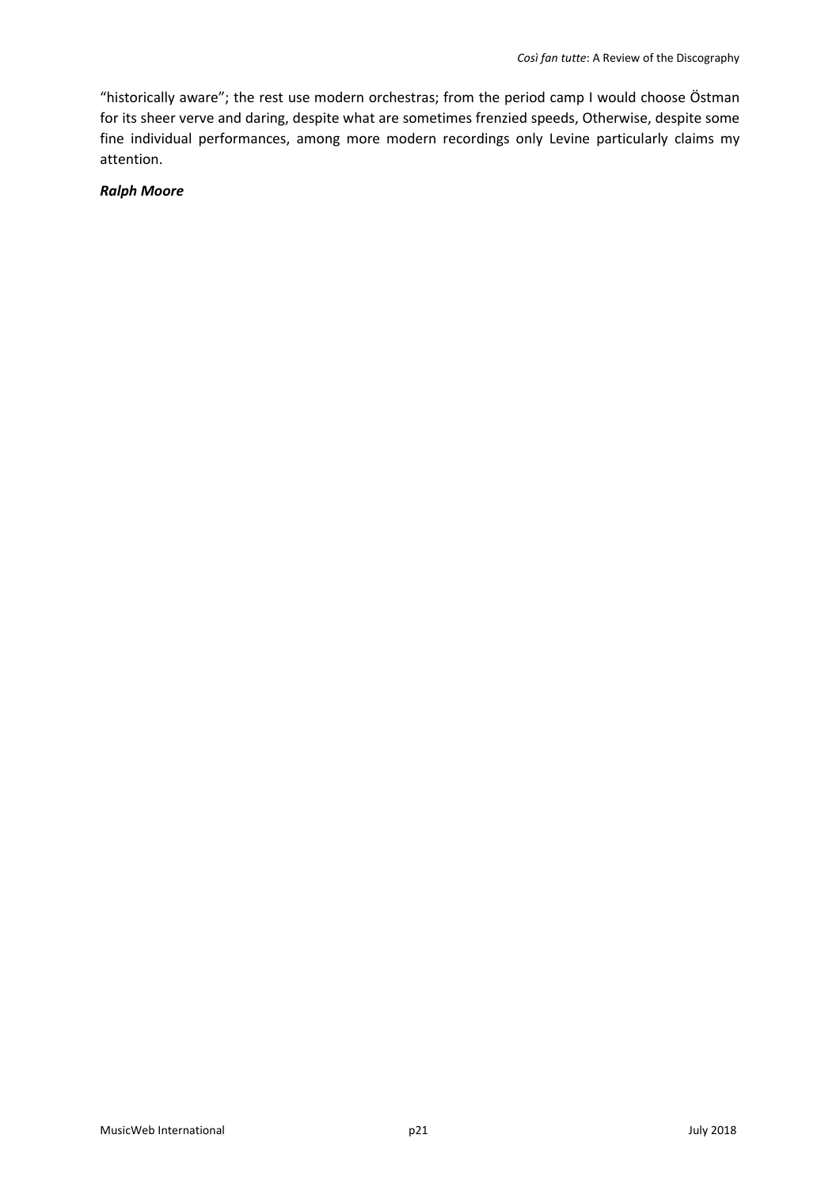"historically aware"; the rest use modern orchestras; from the period camp I would choose Östman for its sheer verve and daring, despite what are sometimes frenzied speeds, Otherwise, despite some fine individual performances, among more modern recordings only Levine particularly claims my attention.

***Ralph Moore***